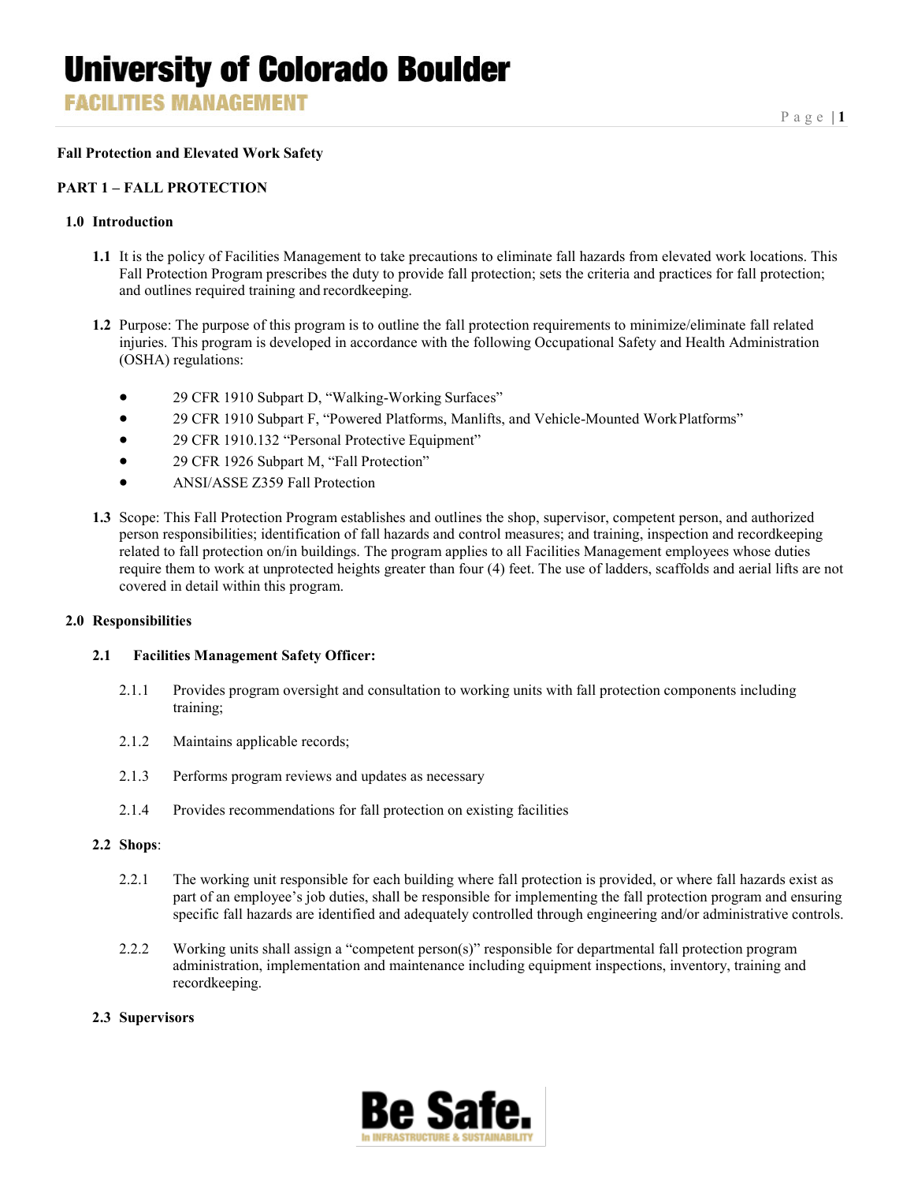**Fall Protection and Elevated Work Safety**

## PART 1 – FALL PROTECTION

### 1.0 Introduction

**1.1** It is the policy of Facilities Management to take precautions to eliminate fall hazards from elevated work locations. This Fall Protection Program prescribes the duty to provide fall protection; sets the criteria and practices for fall protection; and outlines required training and recordkeeping.

**1.2** Purpose: The purpose of this program is to outline the fall protection requirements to minimize/eliminate fall related injuries. This program is developed in accordance with the following Occupational Safety and Health Administration (OSHA) regulations:

- 29 CFR 1910 Subpart D, "Walking-Working Surfaces"
- 29 CFR 1910 Subpart F, "Powered Platforms, Manlifts, and Vehicle-Mounted Work Platforms"
- 29 CFR 1910.132 "Personal Protective Equipment"
- 29 CFR 1926 Subpart M, "Fall Protection"
- ANSI/ASSE Z359 Fall Protection

**1.3** Scope: This Fall Protection Program establishes and outlines the shop, supervisor, competent person, and authorized person responsibilities; identification of fall hazards and control measures; and training, inspection and recordkeeping related to fall protection on/in buildings. The program applies to all Facilities Management employees whose duties require them to work at unprotected heights greater than four (4) feet. The use of ladders, scaffolds and aerial lifts are not covered in detail within this program.

### 2.0 Responsibilities

**2.1 Facilities Management Safety Officer:**

2.1.1 Provides program oversight and consultation to working units with fall protection components including training;

2.1.2 Maintains applicable records;

2.1.3 Performs program reviews and updates as necessary

2.1.4 Provides recommendations for fall protection on existing facilities

**2.2 Shops**:

2.2.1 The working unit responsible for each building where fall protection is provided, or where fall hazards exist as part of an employee's job duties, shall be responsible for implementing the fall protection program and ensuring specific fall hazards are identified and adequately controlled through engineering and/or administrative controls.

2.2.2 Working units shall assign a "competent person(s)" responsible for departmental fall protection program administration, implementation and maintenance including equipment inspections, inventory, training and recordkeeping.

**2.3 Supervisors**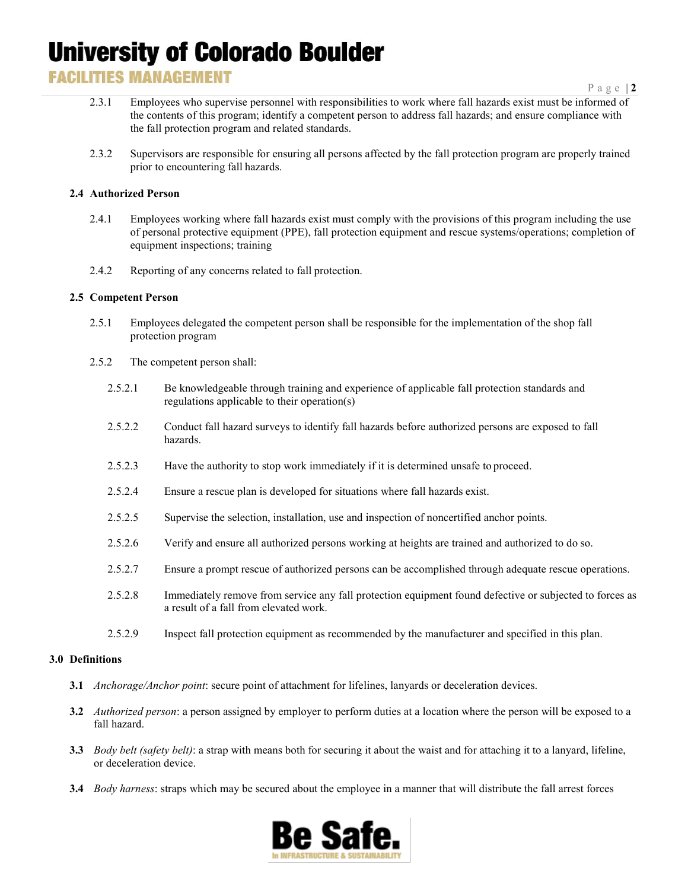2.3.1 Employees who supervise personnel with responsibilities to work where fall hazards exist must be informed of the contents of this program; identify a competent person to address fall hazards; and ensure compliance with the fall protection program and related standards.

2.3.2 Supervisors are responsible for ensuring all persons affected by the fall protection program are properly trained prior to encountering fall hazards.

### 2.4 Authorized Person

2.4.1 Employees working where fall hazards exist must comply with the provisions of this program including the use of personal protective equipment (PPE), fall protection equipment and rescue systems/operations; completion of equipment inspections; training

2.4.2 Reporting of any concerns related to fall protection.

### 2.5 Competent Person

2.5.1 Employees delegated the competent person shall be responsible for the implementation of the shop fall protection program

2.5.2 The competent person shall:

2.5.2.1 Be knowledgeable through training and experience of applicable fall protection standards and regulations applicable to their operation(s)

2.5.2.2 Conduct fall hazard surveys to identify fall hazards before authorized persons are exposed to fall hazards.

2.5.2.3 Have the authority to stop work immediately if it is determined unsafe to proceed.

2.5.2.4 Ensure a rescue plan is developed for situations where fall hazards exist.

2.5.2.5 Supervise the selection, installation, use and inspection of noncertified anchor points.

2.5.2.6 Verify and ensure all authorized persons working at heights are trained and authorized to do so.

2.5.2.7 Ensure a prompt rescue of authorized persons can be accomplished through adequate rescue operations.

2.5.2.8 Immediately remove from service any fall protection equipment found defective or subjected to forces as a result of a fall from elevated work.

2.5.2.9 Inspect fall protection equipment as recommended by the manufacturer and specified in this plan.

## 3.0 Definitions

**3.1** *Anchorage/Anchor point*: secure point of attachment for lifelines, lanyards or deceleration devices.

**3.2** *Authorized person*: a person assigned by employer to perform duties at a location where the person will be exposed to a fall hazard.

**3.3** *Body belt (safety belt)*: a strap with means both for securing it about the waist and for attaching it to a lanyard, lifeline, or deceleration device.

**3.4** *Body harness*: straps which may be secured about the employee in a manner that will distribute the fall arrest forces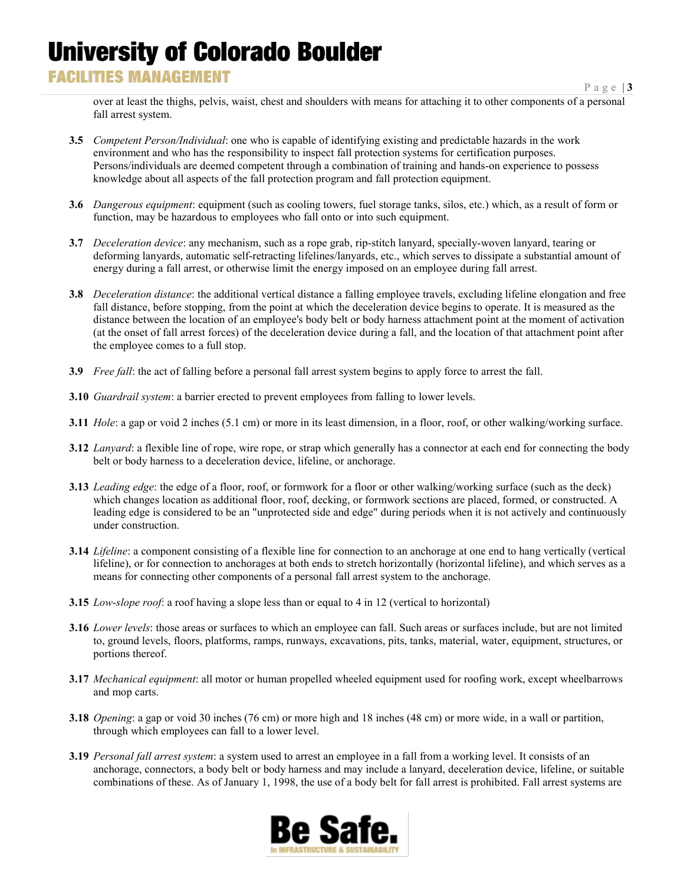over at least the thighs, pelvis, waist, chest and shoulders with means for attaching it to other components of a personal fall arrest system.

**3.5** *Competent Person/Individual*: one who is capable of identifying existing and predictable hazards in the work environment and who has the responsibility to inspect fall protection systems for certification purposes. Persons/individuals are deemed competent through a combination of training and hands-on experience to possess knowledge about all aspects of the fall protection program and fall protection equipment.

**3.6** *Dangerous equipment*: equipment (such as cooling towers, fuel storage tanks, silos, etc.) which, as a result of form or function, may be hazardous to employees who fall onto or into such equipment.

**3.7** *Deceleration device*: any mechanism, such as a rope grab, rip-stitch lanyard, specially-woven lanyard, tearing or deforming lanyards, automatic self-retracting lifelines/lanyards, etc., which serves to dissipate a substantial amount of energy during a fall arrest, or otherwise limit the energy imposed on an employee during fall arrest.

**3.8** *Deceleration distance*: the additional vertical distance a falling employee travels, excluding lifeline elongation and free fall distance, before stopping, from the point at which the deceleration device begins to operate. It is measured as the distance between the location of an employee's body belt or body harness attachment point at the moment of activation (at the onset of fall arrest forces) of the deceleration device during a fall, and the location of that attachment point after the employee comes to a full stop.

**3.9** *Free fall*: the act of falling before a personal fall arrest system begins to apply force to arrest the fall.

**3.10** *Guardrail system*: a barrier erected to prevent employees from falling to lower levels.

**3.11** *Hole*: a gap or void 2 inches (5.1 cm) or more in its least dimension, in a floor, roof, or other walking/working surface.

**3.12** *Lanyard*: a flexible line of rope, wire rope, or strap which generally has a connector at each end for connecting the body belt or body harness to a deceleration device, lifeline, or anchorage.

**3.13** *Leading edge*: the edge of a floor, roof, or formwork for a floor or other walking/working surface (such as the deck) which changes location as additional floor, roof, decking, or formwork sections are placed, formed, or constructed. A leading edge is considered to be an "unprotected side and edge" during periods when it is not actively and continuously under construction.

**3.14** *Lifeline*: a component consisting of a flexible line for connection to an anchorage at one end to hang vertically (vertical lifeline), or for connection to anchorages at both ends to stretch horizontally (horizontal lifeline), and which serves as a means for connecting other components of a personal fall arrest system to the anchorage.

**3.15** *Low-slope roof*: a roof having a slope less than or equal to 4 in 12 (vertical to horizontal)

**3.16** *Lower levels*: those areas or surfaces to which an employee can fall. Such areas or surfaces include, but are not limited to, ground levels, floors, platforms, ramps, runways, excavations, pits, tanks, material, water, equipment, structures, or portions thereof.

**3.17** *Mechanical equipment*: all motor or human propelled wheeled equipment used for roofing work, except wheelbarrows and mop carts.

**3.18** *Opening*: a gap or void 30 inches (76 cm) or more high and 18 inches (48 cm) or more wide, in a wall or partition, through which employees can fall to a lower level.

**3.19** *Personal fall arrest system*: a system used to arrest an employee in a fall from a working level. It consists of an anchorage, connectors, a body belt or body harness and may include a lanyard, deceleration device, lifeline, or suitable combinations of these. As of January 1, 1998, the use of a body belt for fall arrest is prohibited. Fall arrest systems are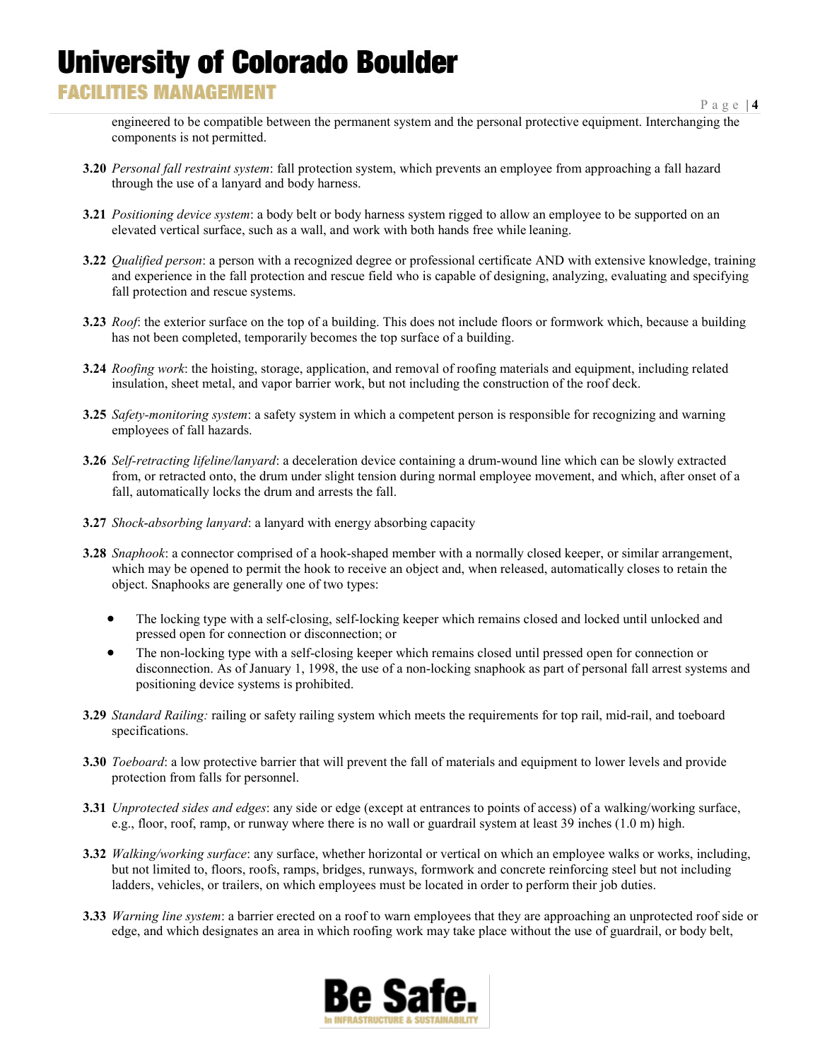engineered to be compatible between the permanent system and the personal protective equipment. Interchanging the components is not permitted.

**3.20** *Personal fall restraint system*: fall protection system, which prevents an employee from approaching a fall hazard through the use of a lanyard and body harness.

**3.21** *Positioning device system*: a body belt or body harness system rigged to allow an employee to be supported on an elevated vertical surface, such as a wall, and work with both hands free while leaning.

**3.22** *Qualified person*: a person with a recognized degree or professional certificate AND with extensive knowledge, training and experience in the fall protection and rescue field who is capable of designing, analyzing, evaluating and specifying fall protection and rescue systems.

**3.23** *Roof*: the exterior surface on the top of a building. This does not include floors or formwork which, because a building has not been completed, temporarily becomes the top surface of a building.

**3.24** *Roofing work*: the hoisting, storage, application, and removal of roofing materials and equipment, including related insulation, sheet metal, and vapor barrier work, but not including the construction of the roof deck.

**3.25** *Safety-monitoring system*: a safety system in which a competent person is responsible for recognizing and warning employees of fall hazards.

**3.26** *Self-retracting lifeline/lanyard*: a deceleration device containing a drum-wound line which can be slowly extracted from, or retracted onto, the drum under slight tension during normal employee movement, and which, after onset of a fall, automatically locks the drum and arrests the fall.

**3.27** *Shock-absorbing lanyard*: a lanyard with energy absorbing capacity

**3.28** *Snaphook*: a connector comprised of a hook-shaped member with a normally closed keeper, or similar arrangement, which may be opened to permit the hook to receive an object and, when released, automatically closes to retain the object. Snaphooks are generally one of two types:

- The locking type with a self-closing, self-locking keeper which remains closed and locked until unlocked and pressed open for connection or disconnection; or
- The non-locking type with a self-closing keeper which remains closed until pressed open for connection or disconnection. As of January 1, 1998, the use of a non-locking snaphook as part of personal fall arrest systems and positioning device systems is prohibited.

**3.29** *Standard Railing:* railing or safety railing system which meets the requirements for top rail, mid-rail, and toeboard specifications.

**3.30** *Toeboard*: a low protective barrier that will prevent the fall of materials and equipment to lower levels and provide protection from falls for personnel.

**3.31** *Unprotected sides and edges*: any side or edge (except at entrances to points of access) of a walking/working surface, e.g., floor, roof, ramp, or runway where there is no wall or guardrail system at least 39 inches (1.0 m) high.

**3.32** *Walking/working surface*: any surface, whether horizontal or vertical on which an employee walks or works, including, but not limited to, floors, roofs, ramps, bridges, runways, formwork and concrete reinforcing steel but not including ladders, vehicles, or trailers, on which employees must be located in order to perform their job duties.

**3.33** *Warning line system*: a barrier erected on a roof to warn employees that they are approaching an unprotected roof side or edge, and which designates an area in which roofing work may take place without the use of guardrail, or body belt,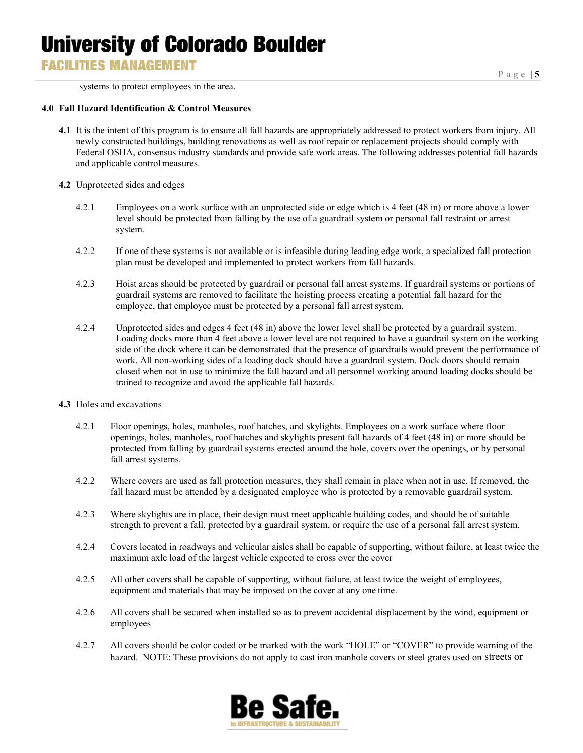systems to protect employees in the area.

## 4.0 Fall Hazard Identification & Control Measures

**4.1** It is the intent of this program is to ensure all fall hazards are appropriately addressed to protect workers from injury. All newly constructed buildings, building renovations as well as roof repair or replacement projects should comply with Federal OSHA, consensus industry standards and provide safe work areas. The following addresses potential fall hazards and applicable control measures.

**4.2** Unprotected sides and edges

4.2.1 Employees on a work surface with an unprotected side or edge which is 4 feet (48 in) or more above a lower level should be protected from falling by the use of a guardrail system or personal fall restraint or arrest system.

4.2.2 If one of these systems is not available or is infeasible during leading edge work, a specialized fall protection plan must be developed and implemented to protect workers from fall hazards.

4.2.3 Hoist areas should be protected by guardrail or personal fall arrest systems. If guardrail systems or portions of guardrail systems are removed to facilitate the hoisting process creating a potential fall hazard for the employee, that employee must be protected by a personal fall arrest system.

4.2.4 Unprotected sides and edges 4 feet (48 in) above the lower level shall be protected by a guardrail system. Loading docks more than 4 feet above a lower level are not required to have a guardrail system on the working side of the dock where it can be demonstrated that the presence of guardrails would prevent the performance of work. All non-working sides of a loading dock should have a guardrail system. Dock doors should remain closed when not in use to minimize the fall hazard and all personnel working around loading docks should be trained to recognize and avoid the applicable fall hazards.

**4.3** Holes and excavations

4.2.1 Floor openings, holes, manholes, roof hatches, and skylights. Employees on a work surface where floor openings, holes, manholes, roof hatches and skylights present fall hazards of 4 feet (48 in) or more should be protected from falling by guardrail systems erected around the hole, covers over the openings, or by personal fall arrest systems.

4.2.2 Where covers are used as fall protection measures, they shall remain in place when not in use. If removed, the fall hazard must be attended by a designated employee who is protected by a removable guardrail system.

4.2.3 Where skylights are in place, their design must meet applicable building codes, and should be of suitable strength to prevent a fall, protected by a guardrail system, or require the use of a personal fall arrest system.

4.2.4 Covers located in roadways and vehicular aisles shall be capable of supporting, without failure, at least twice the maximum axle load of the largest vehicle expected to cross over the cover

4.2.5 All other covers shall be capable of supporting, without failure, at least twice the weight of employees, equipment and materials that may be imposed on the cover at any one time.

4.2.6 All covers shall be secured when installed so as to prevent accidental displacement by the wind, equipment or employees

4.2.7 All covers should be color coded or be marked with the work "HOLE" or "COVER" to provide warning of the hazard. NOTE: These provisions do not apply to cast iron manhole covers or steel grates used on streets or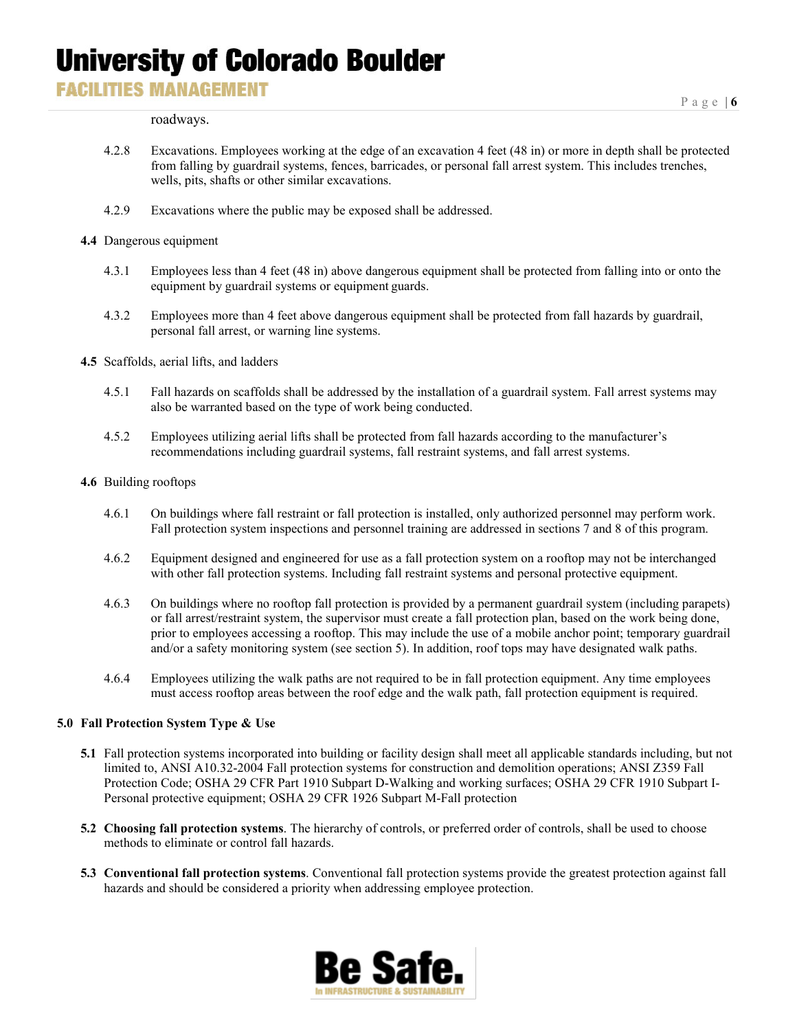roadways.

4.2.8 Excavations. Employees working at the edge of an excavation 4 feet (48 in) or more in depth shall be protected from falling by guardrail systems, fences, barricades, or personal fall arrest system. This includes trenches, wells, pits, shafts or other similar excavations.

4.2.9 Excavations where the public may be exposed shall be addressed.

**4.4** Dangerous equipment

4.3.1 Employees less than 4 feet (48 in) above dangerous equipment shall be protected from falling into or onto the equipment by guardrail systems or equipment guards.

4.3.2 Employees more than 4 feet above dangerous equipment shall be protected from fall hazards by guardrail, personal fall arrest, or warning line systems.

**4.5** Scaffolds, aerial lifts, and ladders

4.5.1 Fall hazards on scaffolds shall be addressed by the installation of a guardrail system. Fall arrest systems may also be warranted based on the type of work being conducted.

4.5.2 Employees utilizing aerial lifts shall be protected from fall hazards according to the manufacturer's recommendations including guardrail systems, fall restraint systems, and fall arrest systems.

**4.6** Building rooftops

4.6.1 On buildings where fall restraint or fall protection is installed, only authorized personnel may perform work. Fall protection system inspections and personnel training are addressed in sections 7 and 8 of this program.

4.6.2 Equipment designed and engineered for use as a fall protection system on a rooftop may not be interchanged with other fall protection systems. Including fall restraint systems and personal protective equipment.

4.6.3 On buildings where no rooftop fall protection is provided by a permanent guardrail system (including parapets) or fall arrest/restraint system, the supervisor must create a fall protection plan, based on the work being done, prior to employees accessing a rooftop. This may include the use of a mobile anchor point; temporary guardrail and/or a safety monitoring system (see section 5). In addition, roof tops may have designated walk paths.

4.6.4 Employees utilizing the walk paths are not required to be in fall protection equipment. Any time employees must access rooftop areas between the roof edge and the walk path, fall protection equipment is required.

## 5.0 Fall Protection System Type & Use

**5.1** Fall protection systems incorporated into building or facility design shall meet all applicable standards including, but not limited to, ANSI A10.32-2004 Fall protection systems for construction and demolition operations; ANSI Z359 Fall Protection Code; OSHA 29 CFR Part 1910 Subpart D-Walking and working surfaces; OSHA 29 CFR 1910 Subpart I-Personal protective equipment; OSHA 29 CFR 1926 Subpart M-Fall protection

**5.2 Choosing fall protection systems**. The hierarchy of controls, or preferred order of controls, shall be used to choose methods to eliminate or control fall hazards.

**5.3 Conventional fall protection systems**. Conventional fall protection systems provide the greatest protection against fall hazards and should be considered a priority when addressing employee protection.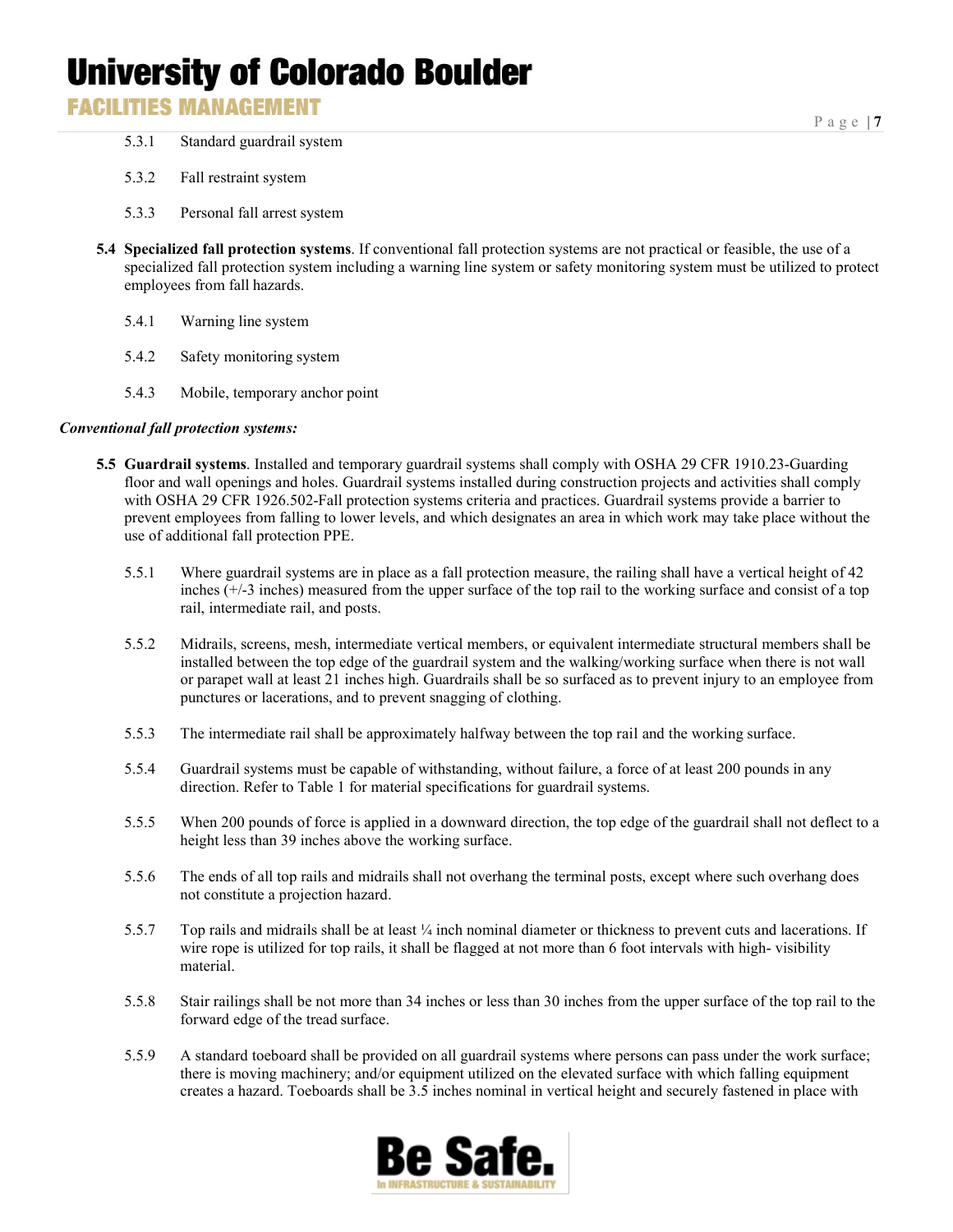5.3.1 Standard guardrail system

5.3.2 Fall restraint system

5.3.3 Personal fall arrest system

**5.4 Specialized fall protection systems**. If conventional fall protection systems are not practical or feasible, the use of a specialized fall protection system including a warning line system or safety monitoring system must be utilized to protect employees from fall hazards.

5.4.1 Warning line system

5.4.2 Safety monitoring system

5.4.3 Mobile, temporary anchor point

***Conventional fall protection systems:***

**5.5 Guardrail systems**. Installed and temporary guardrail systems shall comply with OSHA 29 CFR 1910.23-Guarding floor and wall openings and holes. Guardrail systems installed during construction projects and activities shall comply with OSHA 29 CFR 1926.502-Fall protection systems criteria and practices. Guardrail systems provide a barrier to prevent employees from falling to lower levels, and which designates an area in which work may take place without the use of additional fall protection PPE.

5.5.1 Where guardrail systems are in place as a fall protection measure, the railing shall have a vertical height of 42 inches (+/-3 inches) measured from the upper surface of the top rail to the working surface and consist of a top rail, intermediate rail, and posts.

5.5.2 Midrails, screens, mesh, intermediate vertical members, or equivalent intermediate structural members shall be installed between the top edge of the guardrail system and the walking/working surface when there is not wall or parapet wall at least 21 inches high. Guardrails shall be so surfaced as to prevent injury to an employee from punctures or lacerations, and to prevent snagging of clothing.

5.5.3 The intermediate rail shall be approximately halfway between the top rail and the working surface.

5.5.4 Guardrail systems must be capable of withstanding, without failure, a force of at least 200 pounds in any direction. Refer to Table 1 for material specifications for guardrail systems.

5.5.5 When 200 pounds of force is applied in a downward direction, the top edge of the guardrail shall not deflect to a height less than 39 inches above the working surface.

5.5.6 The ends of all top rails and midrails shall not overhang the terminal posts, except where such overhang does not constitute a projection hazard.

5.5.7 Top rails and midrails shall be at least ¼ inch nominal diameter or thickness to prevent cuts and lacerations. If wire rope is utilized for top rails, it shall be flagged at not more than 6 foot intervals with high- visibility material.

5.5.8 Stair railings shall be not more than 34 inches or less than 30 inches from the upper surface of the top rail to the forward edge of the tread surface.

5.5.9 A standard toeboard shall be provided on all guardrail systems where persons can pass under the work surface; there is moving machinery; and/or equipment utilized on the elevated surface with which falling equipment creates a hazard. Toeboards shall be 3.5 inches nominal in vertical height and securely fastened in place with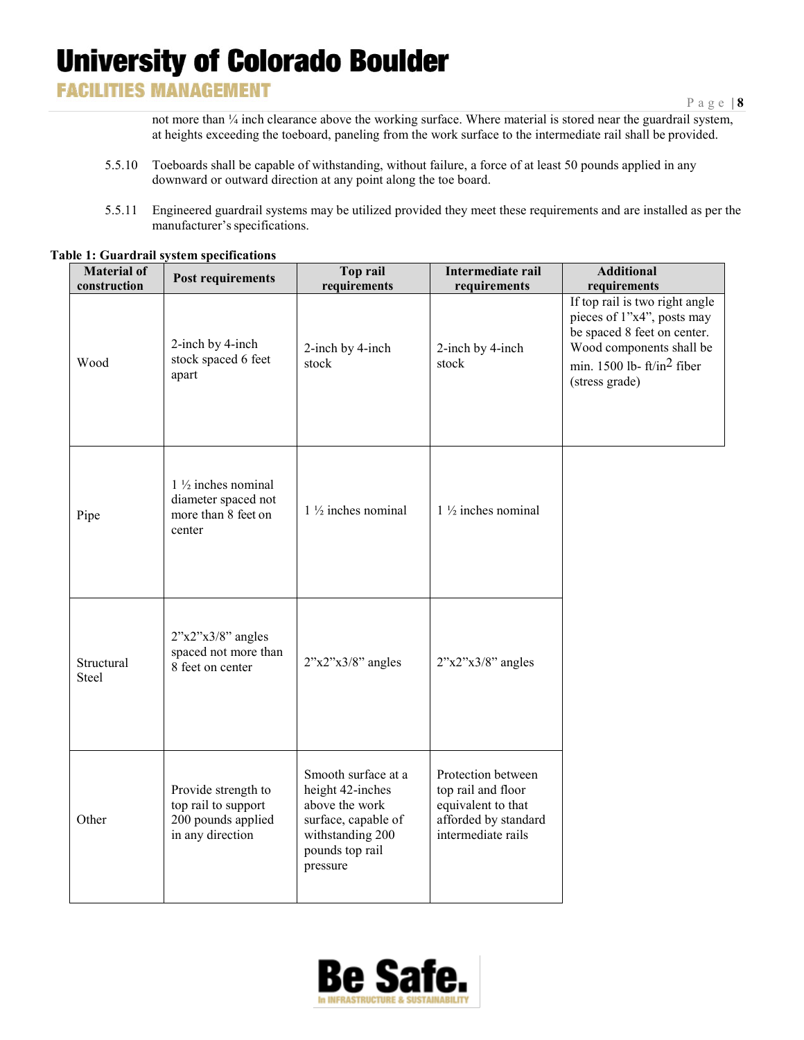not more than ¼ inch clearance above the working surface. Where material is stored near the guardrail system, at heights exceeding the toeboard, paneling from the work surface to the intermediate rail shall be provided.

5.5.10 Toeboards shall be capable of withstanding, without failure, a force of at least 50 pounds applied in any downward or outward direction at any point along the toe board.

5.5.11 Engineered guardrail systems may be utilized provided they meet these requirements and are installed as per the manufacturer's specifications.

**Table 1: Guardrail system specifications**

| Material of construction | Post requirements | Top rail requirements | Intermediate rail requirements | Additional requirements |
|---|---|---|---|---|
| Wood | 2-inch by 4-inch stock spaced 6 feet apart | 2-inch by 4-inch stock | 2-inch by 4-inch stock | If top rail is two right angle pieces of 1"x4", posts may be spaced 8 feet on center. Wood components shall be min. 1500 lb- ft/in$^2$ fiber (stress grade) |
| Pipe | 1 ½ inches nominal diameter spaced not more than 8 feet on center | 1 ½ inches nominal | 1 ½ inches nominal | |
| Structural Steel | 2"x2"x3/8" angles spaced not more than 8 feet on center | 2"x2"x3/8" angles | 2"x2"x3/8" angles | |
| Other | Provide strength to top rail to support 200 pounds applied in any direction | Smooth surface at a height 42-inches above the work surface, capable of withstanding 200 pounds top rail pressure | Protection between top rail and floor equivalent to that afforded by standard intermediate rails | |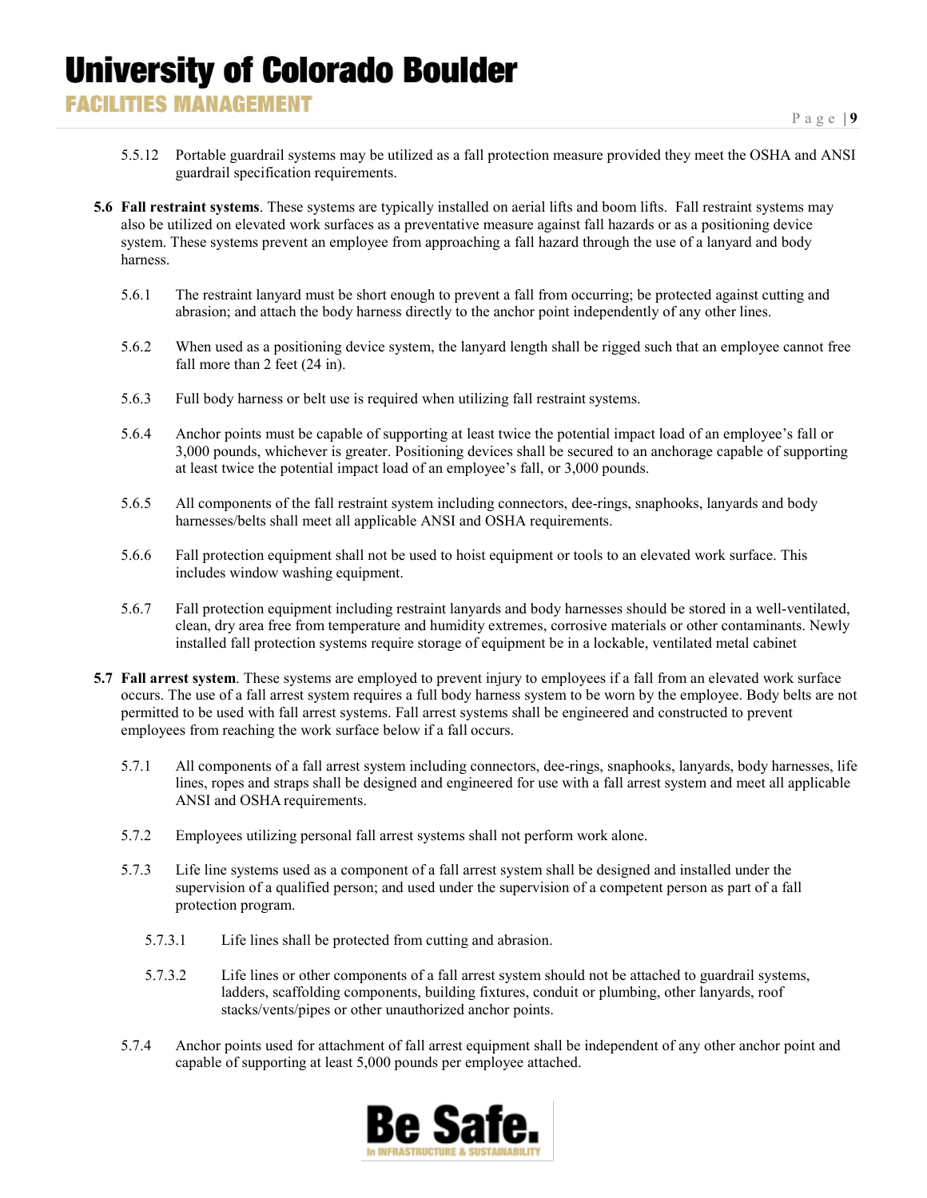5.5.12 Portable guardrail systems may be utilized as a fall protection measure provided they meet the OSHA and ANSI guardrail specification requirements.

**5.6 Fall restraint systems**. These systems are typically installed on aerial lifts and boom lifts. Fall restraint systems may also be utilized on elevated work surfaces as a preventative measure against fall hazards or as a positioning device system. These systems prevent an employee from approaching a fall hazard through the use of a lanyard and body harness.

5.6.1 The restraint lanyard must be short enough to prevent a fall from occurring; be protected against cutting and abrasion; and attach the body harness directly to the anchor point independently of any other lines.

5.6.2 When used as a positioning device system, the lanyard length shall be rigged such that an employee cannot free fall more than 2 feet (24 in).

5.6.3 Full body harness or belt use is required when utilizing fall restraint systems.

5.6.4 Anchor points must be capable of supporting at least twice the potential impact load of an employee's fall or 3,000 pounds, whichever is greater. Positioning devices shall be secured to an anchorage capable of supporting at least twice the potential impact load of an employee's fall, or 3,000 pounds.

5.6.5 All components of the fall restraint system including connectors, dee-rings, snaphooks, lanyards and body harnesses/belts shall meet all applicable ANSI and OSHA requirements.

5.6.6 Fall protection equipment shall not be used to hoist equipment or tools to an elevated work surface. This includes window washing equipment.

5.6.7 Fall protection equipment including restraint lanyards and body harnesses should be stored in a well-ventilated, clean, dry area free from temperature and humidity extremes, corrosive materials or other contaminants. Newly installed fall protection systems require storage of equipment be in a lockable, ventilated metal cabinet

**5.7 Fall arrest system**. These systems are employed to prevent injury to employees if a fall from an elevated work surface occurs. The use of a fall arrest system requires a full body harness system to be worn by the employee. Body belts are not permitted to be used with fall arrest systems. Fall arrest systems shall be engineered and constructed to prevent employees from reaching the work surface below if a fall occurs.

5.7.1 All components of a fall arrest system including connectors, dee-rings, snaphooks, lanyards, body harnesses, life lines, ropes and straps shall be designed and engineered for use with a fall arrest system and meet all applicable ANSI and OSHA requirements.

5.7.2 Employees utilizing personal fall arrest systems shall not perform work alone.

5.7.3 Life line systems used as a component of a fall arrest system shall be designed and installed under the supervision of a qualified person; and used under the supervision of a competent person as part of a fall protection program.

5.7.3.1 Life lines shall be protected from cutting and abrasion.

5.7.3.2 Life lines or other components of a fall arrest system should not be attached to guardrail systems, ladders, scaffolding components, building fixtures, conduit or plumbing, other lanyards, roof stacks/vents/pipes or other unauthorized anchor points.

5.7.4 Anchor points used for attachment of fall arrest equipment shall be independent of any other anchor point and capable of supporting at least 5,000 pounds per employee attached.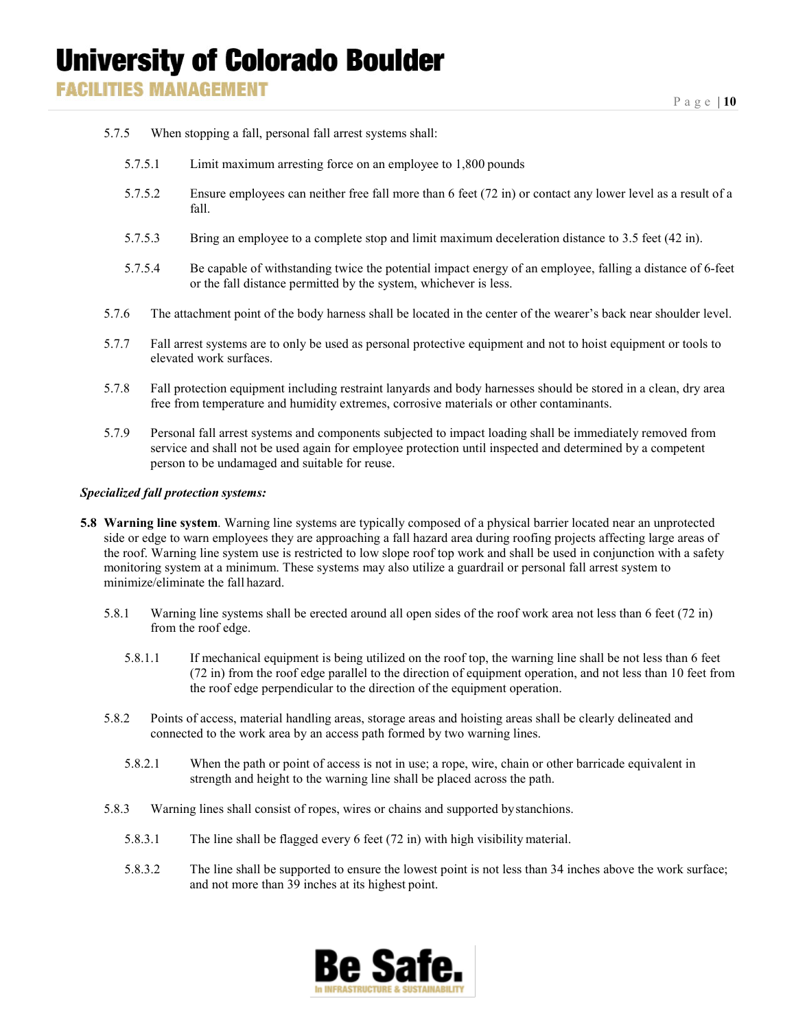5.7.5 When stopping a fall, personal fall arrest systems shall:

5.7.5.1 Limit maximum arresting force on an employee to 1,800 pounds

5.7.5.2 Ensure employees can neither free fall more than 6 feet (72 in) or contact any lower level as a result of a fall.

5.7.5.3 Bring an employee to a complete stop and limit maximum deceleration distance to 3.5 feet (42 in).

5.7.5.4 Be capable of withstanding twice the potential impact energy of an employee, falling a distance of 6-feet or the fall distance permitted by the system, whichever is less.

5.7.6 The attachment point of the body harness shall be located in the center of the wearer's back near shoulder level.

5.7.7 Fall arrest systems are to only be used as personal protective equipment and not to hoist equipment or tools to elevated work surfaces.

5.7.8 Fall protection equipment including restraint lanyards and body harnesses should be stored in a clean, dry area free from temperature and humidity extremes, corrosive materials or other contaminants.

5.7.9 Personal fall arrest systems and components subjected to impact loading shall be immediately removed from service and shall not be used again for employee protection until inspected and determined by a competent person to be undamaged and suitable for reuse.

***Specialized fall protection systems:***

**5.8 Warning line system**. Warning line systems are typically composed of a physical barrier located near an unprotected side or edge to warn employees they are approaching a fall hazard area during roofing projects affecting large areas of the roof. Warning line system use is restricted to low slope roof top work and shall be used in conjunction with a safety monitoring system at a minimum. These systems may also utilize a guardrail or personal fall arrest system to minimize/eliminate the fall hazard.

5.8.1 Warning line systems shall be erected around all open sides of the roof work area not less than 6 feet (72 in) from the roof edge.

5.8.1.1 If mechanical equipment is being utilized on the roof top, the warning line shall be not less than 6 feet (72 in) from the roof edge parallel to the direction of equipment operation, and not less than 10 feet from the roof edge perpendicular to the direction of the equipment operation.

5.8.2 Points of access, material handling areas, storage areas and hoisting areas shall be clearly delineated and connected to the work area by an access path formed by two warning lines.

5.8.2.1 When the path or point of access is not in use; a rope, wire, chain or other barricade equivalent in strength and height to the warning line shall be placed across the path.

5.8.3 Warning lines shall consist of ropes, wires or chains and supported by stanchions.

5.8.3.1 The line shall be flagged every 6 feet (72 in) with high visibility material.

5.8.3.2 The line shall be supported to ensure the lowest point is not less than 34 inches above the work surface; and not more than 39 inches at its highest point.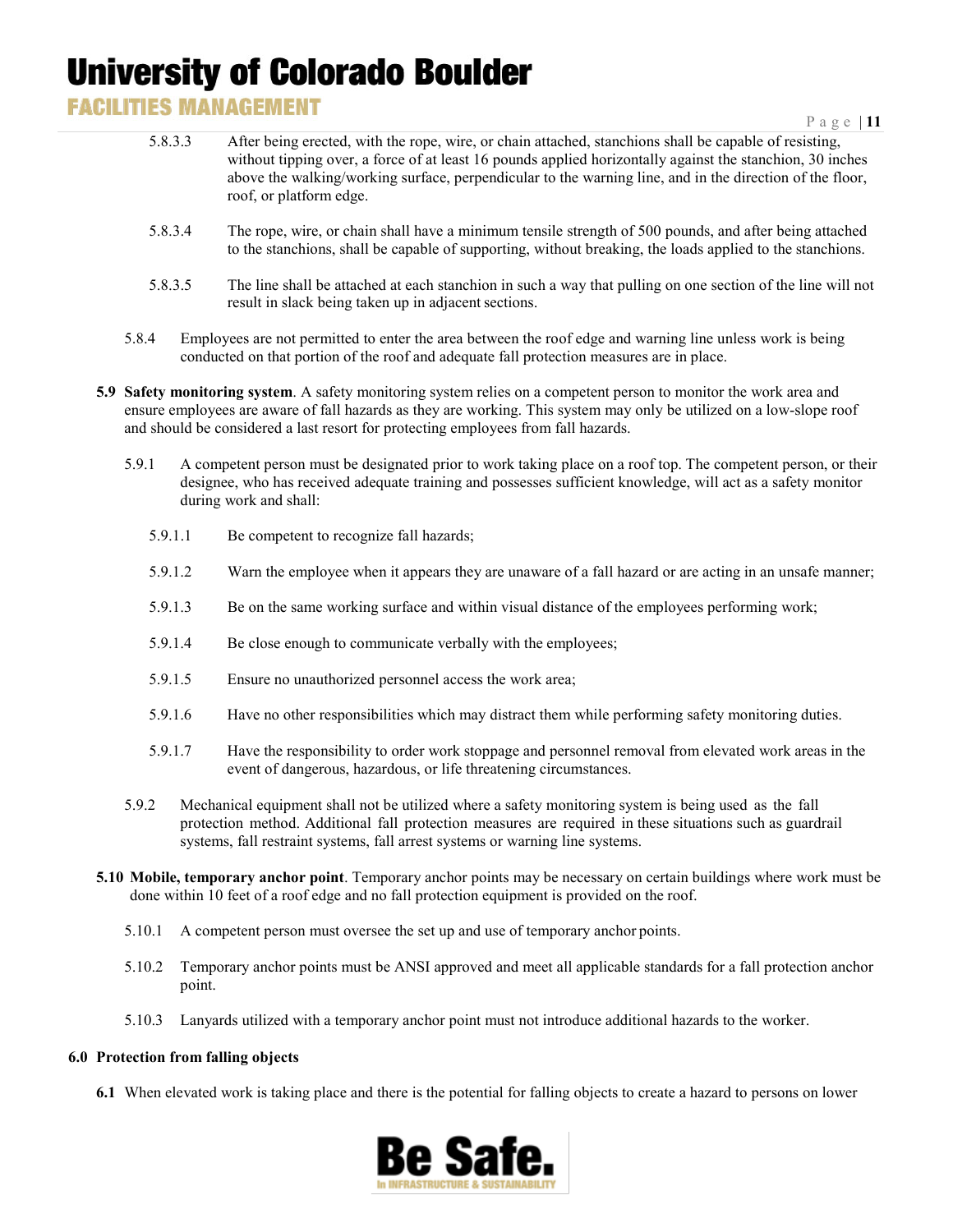5.8.3.3 After being erected, with the rope, wire, or chain attached, stanchions shall be capable of resisting, without tipping over, a force of at least 16 pounds applied horizontally against the stanchion, 30 inches above the walking/working surface, perpendicular to the warning line, and in the direction of the floor, roof, or platform edge.

5.8.3.4 The rope, wire, or chain shall have a minimum tensile strength of 500 pounds, and after being attached to the stanchions, shall be capable of supporting, without breaking, the loads applied to the stanchions.

5.8.3.5 The line shall be attached at each stanchion in such a way that pulling on one section of the line will not result in slack being taken up in adjacent sections.

5.8.4 Employees are not permitted to enter the area between the roof edge and warning line unless work is being conducted on that portion of the roof and adequate fall protection measures are in place.

**5.9 Safety monitoring system**. A safety monitoring system relies on a competent person to monitor the work area and ensure employees are aware of fall hazards as they are working. This system may only be utilized on a low-slope roof and should be considered a last resort for protecting employees from fall hazards.

5.9.1 A competent person must be designated prior to work taking place on a roof top. The competent person, or their designee, who has received adequate training and possesses sufficient knowledge, will act as a safety monitor during work and shall:

5.9.1.1 Be competent to recognize fall hazards;

5.9.1.2 Warn the employee when it appears they are unaware of a fall hazard or are acting in an unsafe manner;

5.9.1.3 Be on the same working surface and within visual distance of the employees performing work;

5.9.1.4 Be close enough to communicate verbally with the employees;

5.9.1.5 Ensure no unauthorized personnel access the work area;

5.9.1.6 Have no other responsibilities which may distract them while performing safety monitoring duties.

5.9.1.7 Have the responsibility to order work stoppage and personnel removal from elevated work areas in the event of dangerous, hazardous, or life threatening circumstances.

5.9.2 Mechanical equipment shall not be utilized where a safety monitoring system is being used as the fall protection method. Additional fall protection measures are required in these situations such as guardrail systems, fall restraint systems, fall arrest systems or warning line systems.

**5.10 Mobile, temporary anchor point**. Temporary anchor points may be necessary on certain buildings where work must be done within 10 feet of a roof edge and no fall protection equipment is provided on the roof.

5.10.1 A competent person must oversee the set up and use of temporary anchor points.

5.10.2 Temporary anchor points must be ANSI approved and meet all applicable standards for a fall protection anchor point.

5.10.3 Lanyards utilized with a temporary anchor point must not introduce additional hazards to the worker.

## 6.0 Protection from falling objects

**6.1** When elevated work is taking place and there is the potential for falling objects to create a hazard to persons on lower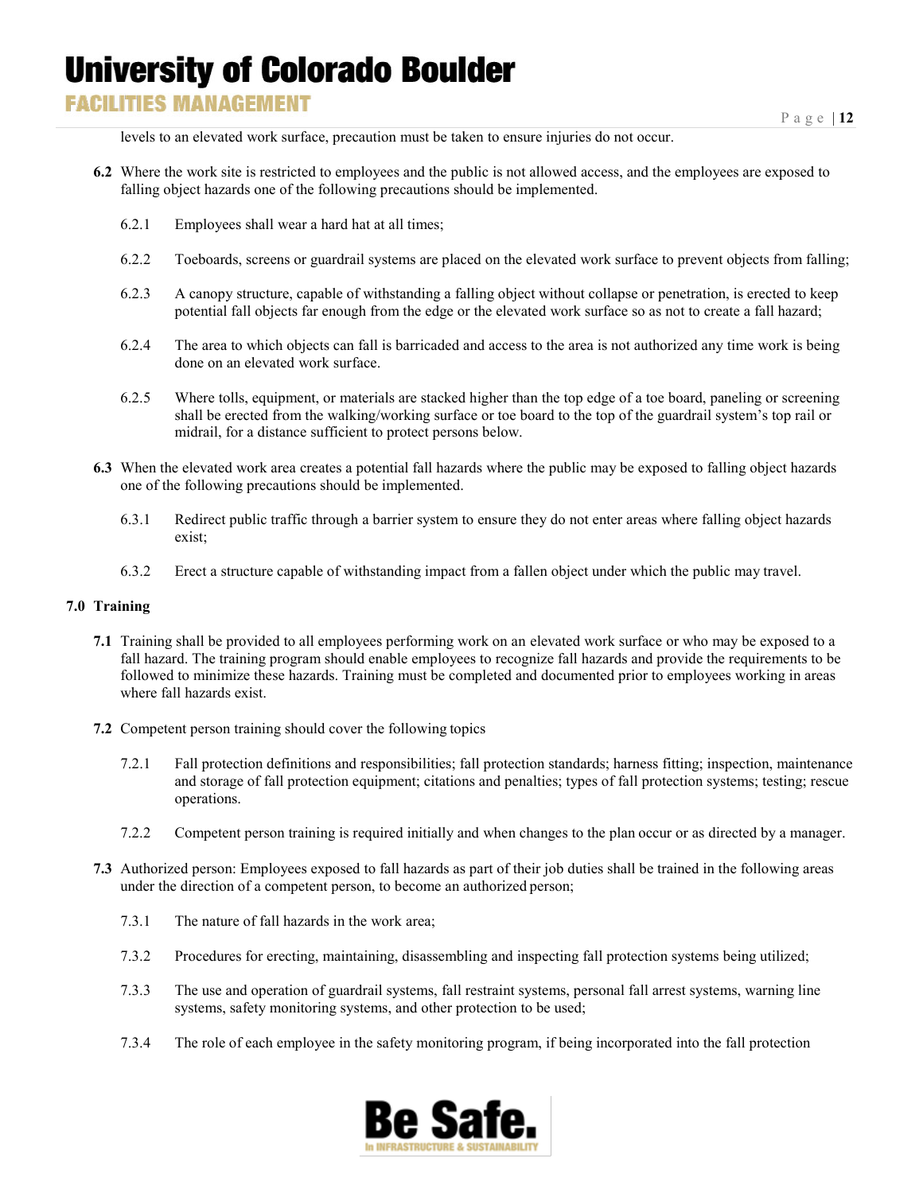levels to an elevated work surface, precaution must be taken to ensure injuries do not occur.

**6.2** Where the work site is restricted to employees and the public is not allowed access, and the employees are exposed to falling object hazards one of the following precautions should be implemented.

6.2.1 Employees shall wear a hard hat at all times;

6.2.2 Toeboards, screens or guardrail systems are placed on the elevated work surface to prevent objects from falling;

6.2.3 A canopy structure, capable of withstanding a falling object without collapse or penetration, is erected to keep potential fall objects far enough from the edge or the elevated work surface so as not to create a fall hazard;

6.2.4 The area to which objects can fall is barricaded and access to the area is not authorized any time work is being done on an elevated work surface.

6.2.5 Where tolls, equipment, or materials are stacked higher than the top edge of a toe board, paneling or screening shall be erected from the walking/working surface or toe board to the top of the guardrail system's top rail or midrail, for a distance sufficient to protect persons below.

**6.3** When the elevated work area creates a potential fall hazards where the public may be exposed to falling object hazards one of the following precautions should be implemented.

6.3.1 Redirect public traffic through a barrier system to ensure they do not enter areas where falling object hazards exist;

6.3.2 Erect a structure capable of withstanding impact from a fallen object under which the public may travel.

## 7.0 Training

**7.1** Training shall be provided to all employees performing work on an elevated work surface or who may be exposed to a fall hazard. The training program should enable employees to recognize fall hazards and provide the requirements to be followed to minimize these hazards. Training must be completed and documented prior to employees working in areas where fall hazards exist.

**7.2** Competent person training should cover the following topics

7.2.1 Fall protection definitions and responsibilities; fall protection standards; harness fitting; inspection, maintenance and storage of fall protection equipment; citations and penalties; types of fall protection systems; testing; rescue operations.

7.2.2 Competent person training is required initially and when changes to the plan occur or as directed by a manager.

**7.3** Authorized person: Employees exposed to fall hazards as part of their job duties shall be trained in the following areas under the direction of a competent person, to become an authorized person;

7.3.1 The nature of fall hazards in the work area;

7.3.2 Procedures for erecting, maintaining, disassembling and inspecting fall protection systems being utilized;

7.3.3 The use and operation of guardrail systems, fall restraint systems, personal fall arrest systems, warning line systems, safety monitoring systems, and other protection to be used;

7.3.4 The role of each employee in the safety monitoring program, if being incorporated into the fall protection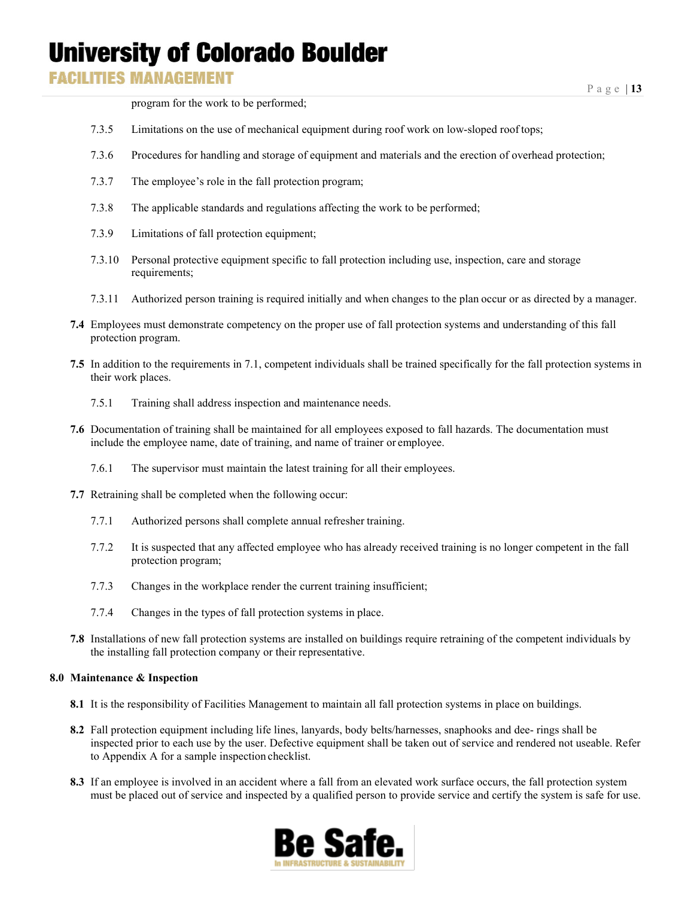program for the work to be performed;

7.3.5 Limitations on the use of mechanical equipment during roof work on low-sloped roof tops;

7.3.6 Procedures for handling and storage of equipment and materials and the erection of overhead protection;

7.3.7 The employee's role in the fall protection program;

7.3.8 The applicable standards and regulations affecting the work to be performed;

7.3.9 Limitations of fall protection equipment;

7.3.10 Personal protective equipment specific to fall protection including use, inspection, care and storage requirements;

7.3.11 Authorized person training is required initially and when changes to the plan occur or as directed by a manager.

**7.4** Employees must demonstrate competency on the proper use of fall protection systems and understanding of this fall protection program.

**7.5** In addition to the requirements in 7.1, competent individuals shall be trained specifically for the fall protection systems in their work places.

7.5.1 Training shall address inspection and maintenance needs.

**7.6** Documentation of training shall be maintained for all employees exposed to fall hazards. The documentation must include the employee name, date of training, and name of trainer or employee.

7.6.1 The supervisor must maintain the latest training for all their employees.

**7.7** Retraining shall be completed when the following occur:

7.7.1 Authorized persons shall complete annual refresher training.

7.7.2 It is suspected that any affected employee who has already received training is no longer competent in the fall protection program;

7.7.3 Changes in the workplace render the current training insufficient;

7.7.4 Changes in the types of fall protection systems in place.

**7.8** Installations of new fall protection systems are installed on buildings require retraining of the competent individuals by the installing fall protection company or their representative.

## 8.0 Maintenance & Inspection

**8.1** It is the responsibility of Facilities Management to maintain all fall protection systems in place on buildings.

**8.2** Fall protection equipment including life lines, lanyards, body belts/harnesses, snaphooks and dee- rings shall be inspected prior to each use by the user. Defective equipment shall be taken out of service and rendered not useable. Refer to Appendix A for a sample inspection checklist.

**8.3** If an employee is involved in an accident where a fall from an elevated work surface occurs, the fall protection system must be placed out of service and inspected by a qualified person to provide service and certify the system is safe for use.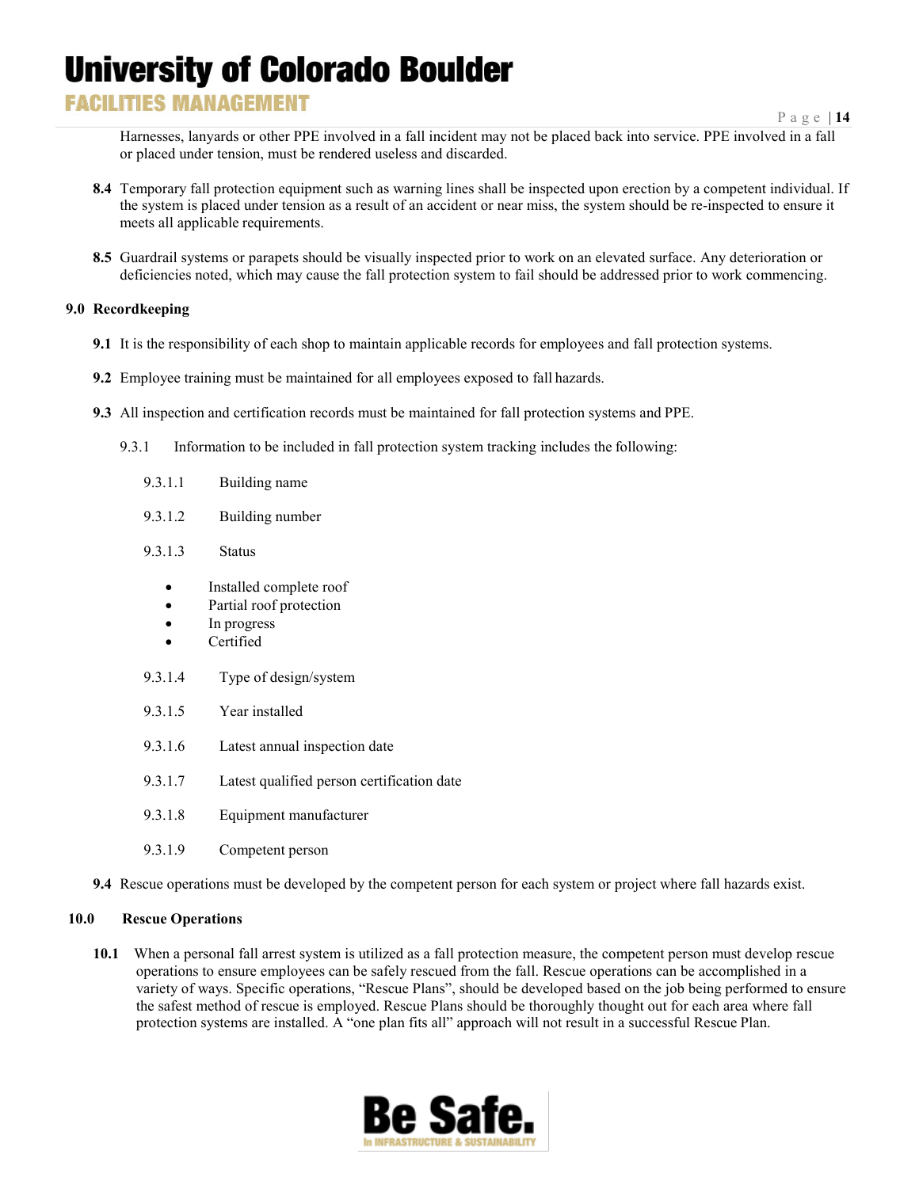Harnesses, lanyards or other PPE involved in a fall incident may not be placed back into service. PPE involved in a fall or placed under tension, must be rendered useless and discarded.

**8.4** Temporary fall protection equipment such as warning lines shall be inspected upon erection by a competent individual. If the system is placed under tension as a result of an accident or near miss, the system should be re-inspected to ensure it meets all applicable requirements.

**8.5** Guardrail systems or parapets should be visually inspected prior to work on an elevated surface. Any deterioration or deficiencies noted, which may cause the fall protection system to fail should be addressed prior to work commencing.

## 9.0 Recordkeeping

**9.1** It is the responsibility of each shop to maintain applicable records for employees and fall protection systems.

**9.2** Employee training must be maintained for all employees exposed to fall hazards.

**9.3** All inspection and certification records must be maintained for fall protection systems and PPE.

9.3.1 Information to be included in fall protection system tracking includes the following:

9.3.1.1 Building name

9.3.1.2 Building number

9.3.1.3 Status

- Installed complete roof
- Partial roof protection
- In progress
- Certified

9.3.1.4 Type of design/system

9.3.1.5 Year installed

9.3.1.6 Latest annual inspection date

9.3.1.7 Latest qualified person certification date

9.3.1.8 Equipment manufacturer

9.3.1.9 Competent person

**9.4** Rescue operations must be developed by the competent person for each system or project where fall hazards exist.

## 10.0 Rescue Operations

**10.1** When a personal fall arrest system is utilized as a fall protection measure, the competent person must develop rescue operations to ensure employees can be safely rescued from the fall. Rescue operations can be accomplished in a variety of ways. Specific operations, "Rescue Plans", should be developed based on the job being performed to ensure the safest method of rescue is employed. Rescue Plans should be thoroughly thought out for each area where fall protection systems are installed. A "one plan fits all" approach will not result in a successful Rescue Plan.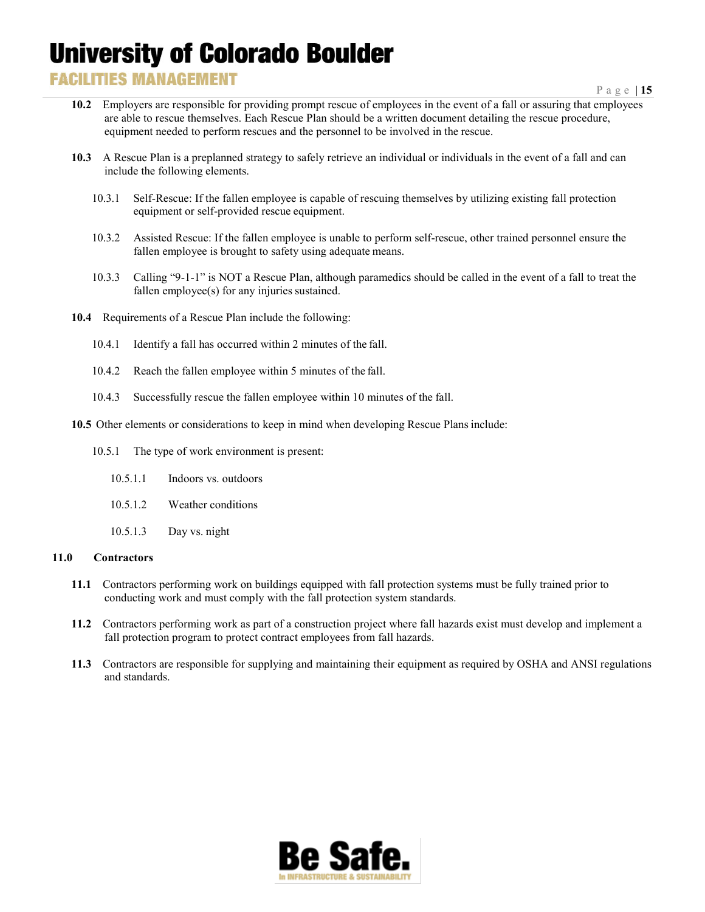**10.2** Employers are responsible for providing prompt rescue of employees in the event of a fall or assuring that employees are able to rescue themselves. Each Rescue Plan should be a written document detailing the rescue procedure, equipment needed to perform rescues and the personnel to be involved in the rescue.

**10.3** A Rescue Plan is a preplanned strategy to safely retrieve an individual or individuals in the event of a fall and can include the following elements.

10.3.1 Self-Rescue: If the fallen employee is capable of rescuing themselves by utilizing existing fall protection equipment or self-provided rescue equipment.

10.3.2 Assisted Rescue: If the fallen employee is unable to perform self-rescue, other trained personnel ensure the fallen employee is brought to safety using adequate means.

10.3.3 Calling "9-1-1" is NOT a Rescue Plan, although paramedics should be called in the event of a fall to treat the fallen employee(s) for any injuries sustained.

**10.4** Requirements of a Rescue Plan include the following:

10.4.1 Identify a fall has occurred within 2 minutes of the fall.

10.4.2 Reach the fallen employee within 5 minutes of the fall.

10.4.3 Successfully rescue the fallen employee within 10 minutes of the fall.

**10.5** Other elements or considerations to keep in mind when developing Rescue Plans include:

10.5.1 The type of work environment is present:

10.5.1.1 Indoors vs. outdoors

10.5.1.2 Weather conditions

10.5.1.3 Day vs. night

## 11.0 Contractors

**11.1** Contractors performing work on buildings equipped with fall protection systems must be fully trained prior to conducting work and must comply with the fall protection system standards.

**11.2** Contractors performing work as part of a construction project where fall hazards exist must develop and implement a fall protection program to protect contract employees from fall hazards.

**11.3** Contractors are responsible for supplying and maintaining their equipment as required by OSHA and ANSI regulations and standards.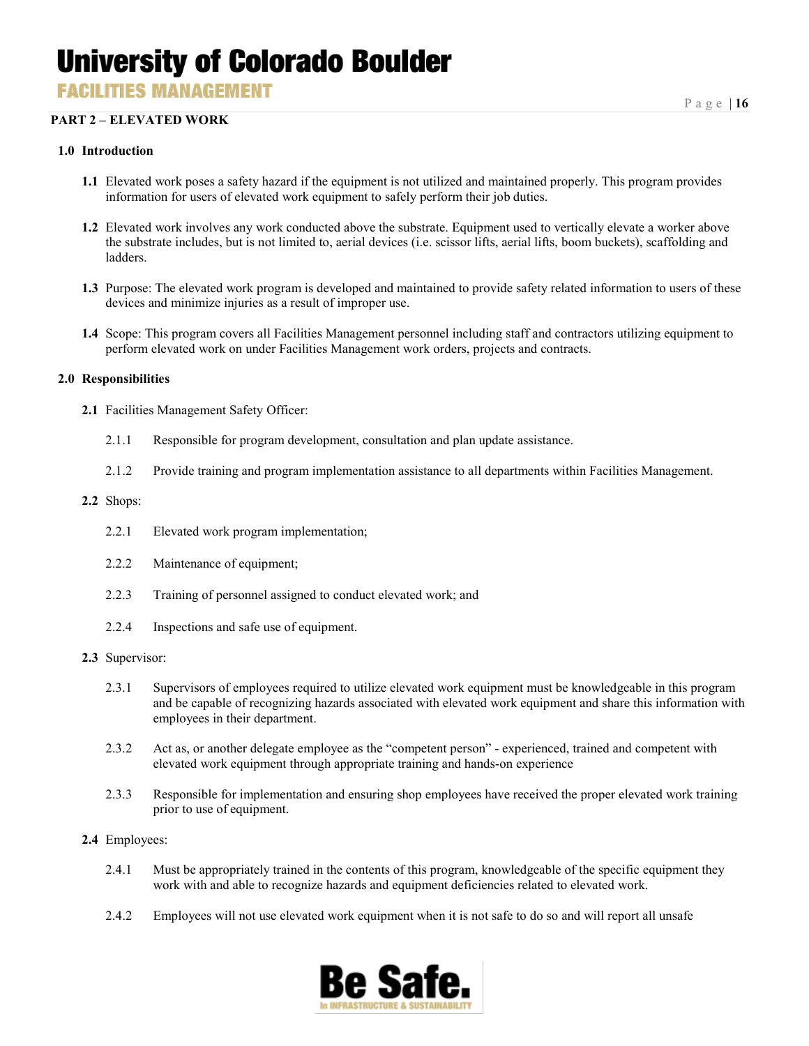## PART 2 – ELEVATED WORK

### 1.0 Introduction

**1.1** Elevated work poses a safety hazard if the equipment is not utilized and maintained properly. This program provides information for users of elevated work equipment to safely perform their job duties.

**1.2** Elevated work involves any work conducted above the substrate. Equipment used to vertically elevate a worker above the substrate includes, but is not limited to, aerial devices (i.e. scissor lifts, aerial lifts, boom buckets), scaffolding and ladders.

**1.3** Purpose: The elevated work program is developed and maintained to provide safety related information to users of these devices and minimize injuries as a result of improper use.

**1.4** Scope: This program covers all Facilities Management personnel including staff and contractors utilizing equipment to perform elevated work on under Facilities Management work orders, projects and contracts.

### 2.0 Responsibilities

**2.1** Facilities Management Safety Officer:

2.1.1 Responsible for program development, consultation and plan update assistance.

2.1.2 Provide training and program implementation assistance to all departments within Facilities Management.

**2.2** Shops:

2.2.1 Elevated work program implementation;

2.2.2 Maintenance of equipment;

2.2.3 Training of personnel assigned to conduct elevated work; and

2.2.4 Inspections and safe use of equipment.

**2.3** Supervisor:

2.3.1 Supervisors of employees required to utilize elevated work equipment must be knowledgeable in this program and be capable of recognizing hazards associated with elevated work equipment and share this information with employees in their department.

2.3.2 Act as, or another delegate employee as the "competent person" - experienced, trained and competent with elevated work equipment through appropriate training and hands-on experience

2.3.3 Responsible for implementation and ensuring shop employees have received the proper elevated work training prior to use of equipment.

**2.4** Employees:

2.4.1 Must be appropriately trained in the contents of this program, knowledgeable of the specific equipment they work with and able to recognize hazards and equipment deficiencies related to elevated work.

2.4.2 Employees will not use elevated work equipment when it is not safe to do so and will report all unsafe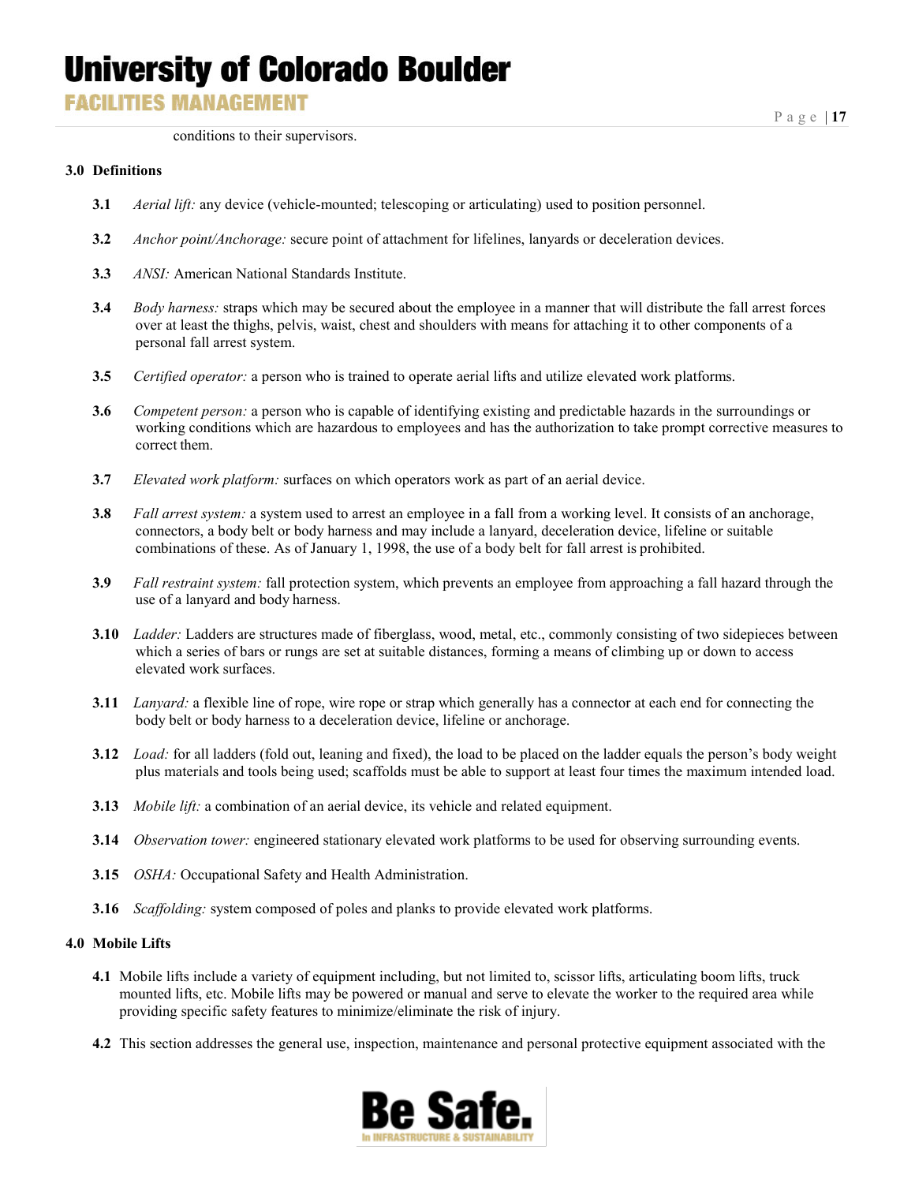conditions to their supervisors.

**3.0 Definitions**

**3.1** *Aerial lift:* any device (vehicle-mounted; telescoping or articulating) used to position personnel.

**3.2** *Anchor point/Anchorage:* secure point of attachment for lifelines, lanyards or deceleration devices.

**3.3** *ANSI:* American National Standards Institute.

**3.4** *Body harness:* straps which may be secured about the employee in a manner that will distribute the fall arrest forces over at least the thighs, pelvis, waist, chest and shoulders with means for attaching it to other components of a personal fall arrest system.

**3.5** *Certified operator:* a person who is trained to operate aerial lifts and utilize elevated work platforms.

**3.6** *Competent person:* a person who is capable of identifying existing and predictable hazards in the surroundings or working conditions which are hazardous to employees and has the authorization to take prompt corrective measures to correct them.

**3.7** *Elevated work platform:* surfaces on which operators work as part of an aerial device.

**3.8** *Fall arrest system:* a system used to arrest an employee in a fall from a working level. It consists of an anchorage, connectors, a body belt or body harness and may include a lanyard, deceleration device, lifeline or suitable combinations of these. As of January 1, 1998, the use of a body belt for fall arrest is prohibited.

**3.9** *Fall restraint system:* fall protection system, which prevents an employee from approaching a fall hazard through the use of a lanyard and body harness.

**3.10** *Ladder:* Ladders are structures made of fiberglass, wood, metal, etc., commonly consisting of two sidepieces between which a series of bars or rungs are set at suitable distances, forming a means of climbing up or down to access elevated work surfaces.

**3.11** *Lanyard:* a flexible line of rope, wire rope or strap which generally has a connector at each end for connecting the body belt or body harness to a deceleration device, lifeline or anchorage.

**3.12** *Load:* for all ladders (fold out, leaning and fixed), the load to be placed on the ladder equals the person's body weight plus materials and tools being used; scaffolds must be able to support at least four times the maximum intended load.

**3.13** *Mobile lift:* a combination of an aerial device, its vehicle and related equipment.

**3.14** *Observation tower:* engineered stationary elevated work platforms to be used for observing surrounding events.

**3.15** *OSHA:* Occupational Safety and Health Administration.

**3.16** *Scaffolding:* system composed of poles and planks to provide elevated work platforms.

**4.0 Mobile Lifts**

**4.1** Mobile lifts include a variety of equipment including, but not limited to, scissor lifts, articulating boom lifts, truck mounted lifts, etc. Mobile lifts may be powered or manual and serve to elevate the worker to the required area while providing specific safety features to minimize/eliminate the risk of injury.

**4.2** This section addresses the general use, inspection, maintenance and personal protective equipment associated with the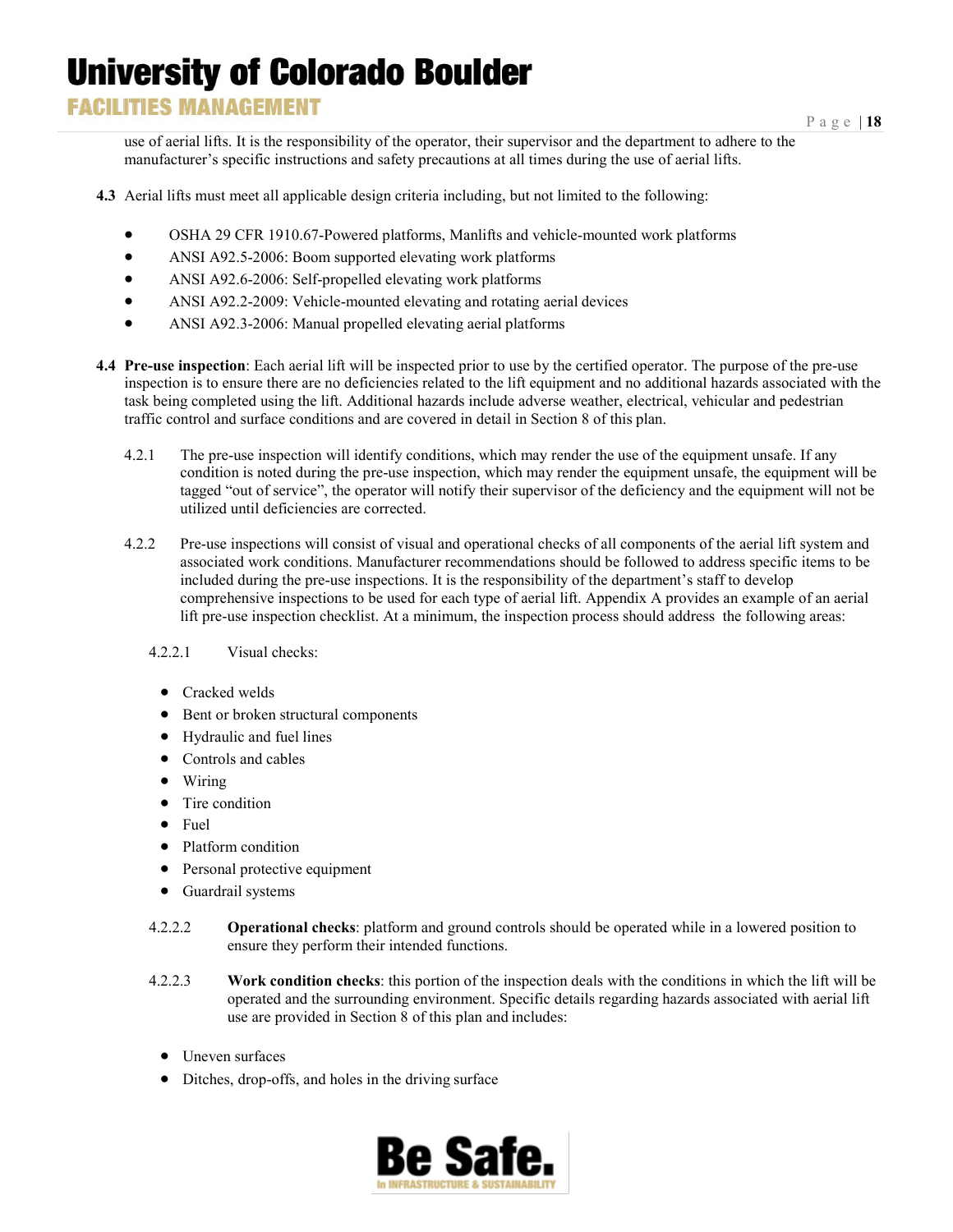use of aerial lifts. It is the responsibility of the operator, their supervisor and the department to adhere to the manufacturer's specific instructions and safety precautions at all times during the use of aerial lifts.

**4.3** Aerial lifts must meet all applicable design criteria including, but not limited to the following:

- OSHA 29 CFR 1910.67-Powered platforms, Manlifts and vehicle-mounted work platforms
- ANSI A92.5-2006: Boom supported elevating work platforms
- ANSI A92.6-2006: Self-propelled elevating work platforms
- ANSI A92.2-2009: Vehicle-mounted elevating and rotating aerial devices
- ANSI A92.3-2006: Manual propelled elevating aerial platforms

**4.4 Pre-use inspection**: Each aerial lift will be inspected prior to use by the certified operator. The purpose of the pre-use inspection is to ensure there are no deficiencies related to the lift equipment and no additional hazards associated with the task being completed using the lift. Additional hazards include adverse weather, electrical, vehicular and pedestrian traffic control and surface conditions and are covered in detail in Section 8 of this plan.

4.2.1 The pre-use inspection will identify conditions, which may render the use of the equipment unsafe. If any condition is noted during the pre-use inspection, which may render the equipment unsafe, the equipment will be tagged "out of service", the operator will notify their supervisor of the deficiency and the equipment will not be utilized until deficiencies are corrected.

4.2.2 Pre-use inspections will consist of visual and operational checks of all components of the aerial lift system and associated work conditions. Manufacturer recommendations should be followed to address specific items to be included during the pre-use inspections. It is the responsibility of the department's staff to develop comprehensive inspections to be used for each type of aerial lift. Appendix A provides an example of an aerial lift pre-use inspection checklist. At a minimum, the inspection process should address the following areas:

4.2.2.1 Visual checks:

- Cracked welds
- Bent or broken structural components
- Hydraulic and fuel lines
- Controls and cables
- Wiring
- Tire condition
- Fuel
- Platform condition
- Personal protective equipment
- Guardrail systems

4.2.2.2 **Operational checks**: platform and ground controls should be operated while in a lowered position to ensure they perform their intended functions.

4.2.2.3 **Work condition checks**: this portion of the inspection deals with the conditions in which the lift will be operated and the surrounding environment. Specific details regarding hazards associated with aerial lift use are provided in Section 8 of this plan and includes:

- Uneven surfaces
- Ditches, drop-offs, and holes in the driving surface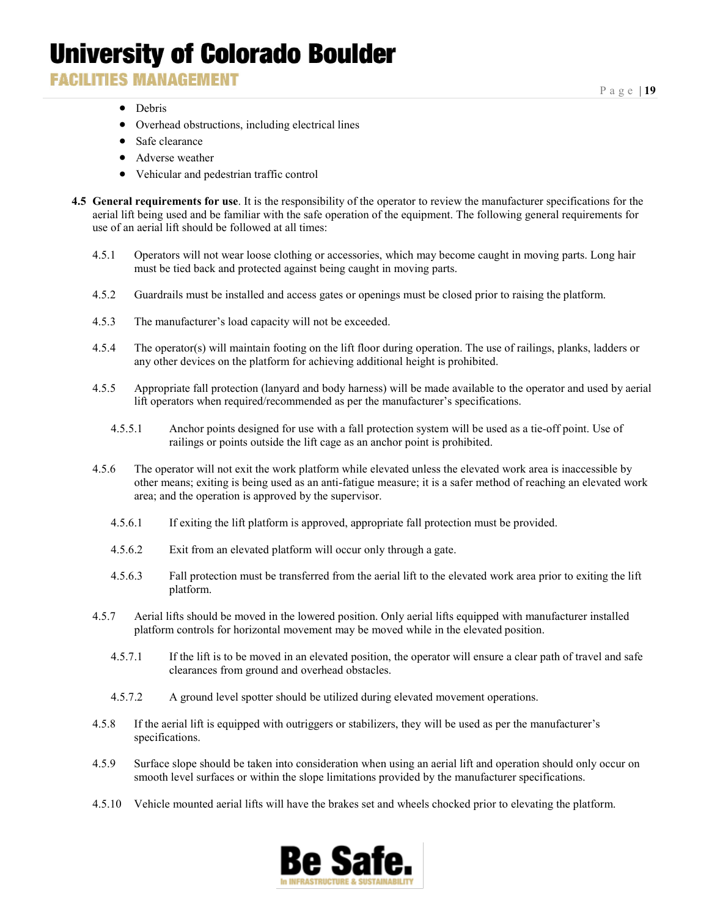- Debris
- Overhead obstructions, including electrical lines
- Safe clearance
- Adverse weather
- Vehicular and pedestrian traffic control

**4.5 General requirements for use**. It is the responsibility of the operator to review the manufacturer specifications for the aerial lift being used and be familiar with the safe operation of the equipment. The following general requirements for use of an aerial lift should be followed at all times:

4.5.1 Operators will not wear loose clothing or accessories, which may become caught in moving parts. Long hair must be tied back and protected against being caught in moving parts.

4.5.2 Guardrails must be installed and access gates or openings must be closed prior to raising the platform.

4.5.3 The manufacturer's load capacity will not be exceeded.

4.5.4 The operator(s) will maintain footing on the lift floor during operation. The use of railings, planks, ladders or any other devices on the platform for achieving additional height is prohibited.

4.5.5 Appropriate fall protection (lanyard and body harness) will be made available to the operator and used by aerial lift operators when required/recommended as per the manufacturer's specifications.

4.5.5.1 Anchor points designed for use with a fall protection system will be used as a tie-off point. Use of railings or points outside the lift cage as an anchor point is prohibited.

4.5.6 The operator will not exit the work platform while elevated unless the elevated work area is inaccessible by other means; exiting is being used as an anti-fatigue measure; it is a safer method of reaching an elevated work area; and the operation is approved by the supervisor.

4.5.6.1 If exiting the lift platform is approved, appropriate fall protection must be provided.

4.5.6.2 Exit from an elevated platform will occur only through a gate.

4.5.6.3 Fall protection must be transferred from the aerial lift to the elevated work area prior to exiting the lift platform.

4.5.7 Aerial lifts should be moved in the lowered position. Only aerial lifts equipped with manufacturer installed platform controls for horizontal movement may be moved while in the elevated position.

4.5.7.1 If the lift is to be moved in an elevated position, the operator will ensure a clear path of travel and safe clearances from ground and overhead obstacles.

4.5.7.2 A ground level spotter should be utilized during elevated movement operations.

4.5.8 If the aerial lift is equipped with outriggers or stabilizers, they will be used as per the manufacturer's specifications.

4.5.9 Surface slope should be taken into consideration when using an aerial lift and operation should only occur on smooth level surfaces or within the slope limitations provided by the manufacturer specifications.

4.5.10 Vehicle mounted aerial lifts will have the brakes set and wheels chocked prior to elevating the platform.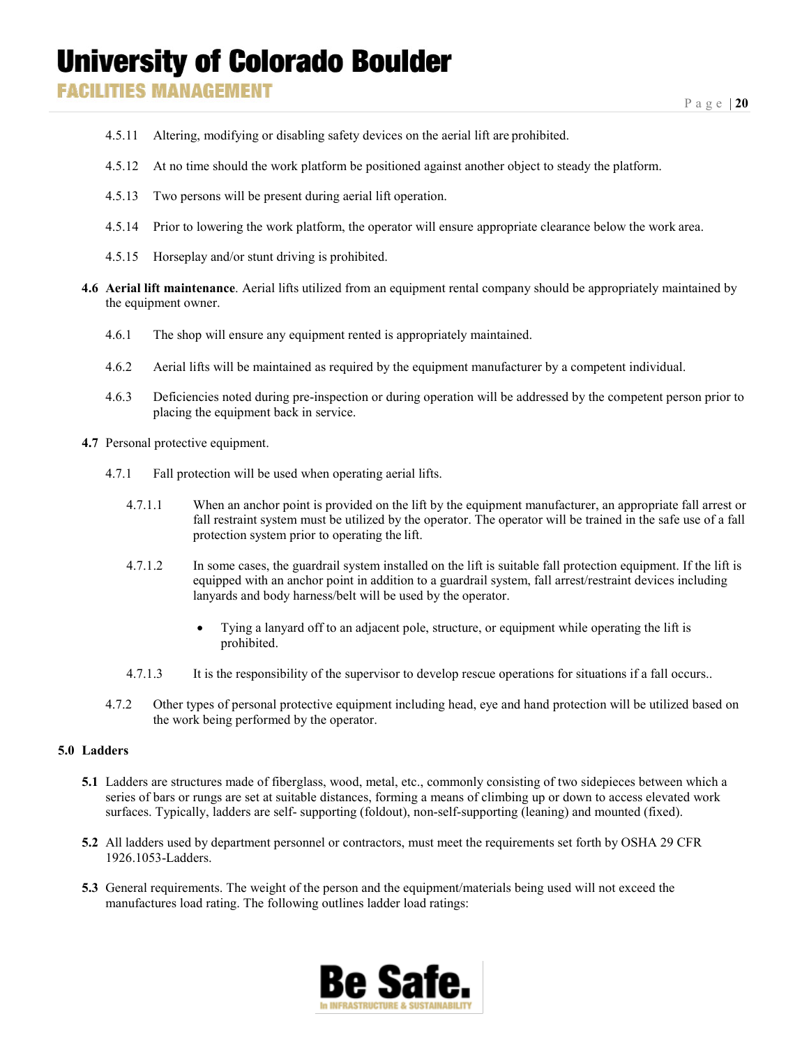4.5.11 Altering, modifying or disabling safety devices on the aerial lift are prohibited.

4.5.12 At no time should the work platform be positioned against another object to steady the platform.

4.5.13 Two persons will be present during aerial lift operation.

4.5.14 Prior to lowering the work platform, the operator will ensure appropriate clearance below the work area.

4.5.15 Horseplay and/or stunt driving is prohibited.

**4.6 Aerial lift maintenance**. Aerial lifts utilized from an equipment rental company should be appropriately maintained by the equipment owner.

4.6.1 The shop will ensure any equipment rented is appropriately maintained.

4.6.2 Aerial lifts will be maintained as required by the equipment manufacturer by a competent individual.

4.6.3 Deficiencies noted during pre-inspection or during operation will be addressed by the competent person prior to placing the equipment back in service.

**4.7** Personal protective equipment.

4.7.1 Fall protection will be used when operating aerial lifts.

4.7.1.1 When an anchor point is provided on the lift by the equipment manufacturer, an appropriate fall arrest or fall restraint system must be utilized by the operator. The operator will be trained in the safe use of a fall protection system prior to operating the lift.

4.7.1.2 In some cases, the guardrail system installed on the lift is suitable fall protection equipment. If the lift is equipped with an anchor point in addition to a guardrail system, fall arrest/restraint devices including lanyards and body harness/belt will be used by the operator.

- Tying a lanyard off to an adjacent pole, structure, or equipment while operating the lift is prohibited.

4.7.1.3 It is the responsibility of the supervisor to develop rescue operations for situations if a fall occurs..

4.7.2 Other types of personal protective equipment including head, eye and hand protection will be utilized based on the work being performed by the operator.

## 5.0 Ladders

**5.1** Ladders are structures made of fiberglass, wood, metal, etc., commonly consisting of two sidepieces between which a series of bars or rungs are set at suitable distances, forming a means of climbing up or down to access elevated work surfaces. Typically, ladders are self- supporting (foldout), non-self-supporting (leaning) and mounted (fixed).

**5.2** All ladders used by department personnel or contractors, must meet the requirements set forth by OSHA 29 CFR 1926.1053-Ladders.

**5.3** General requirements. The weight of the person and the equipment/materials being used will not exceed the manufactures load rating. The following outlines ladder load ratings: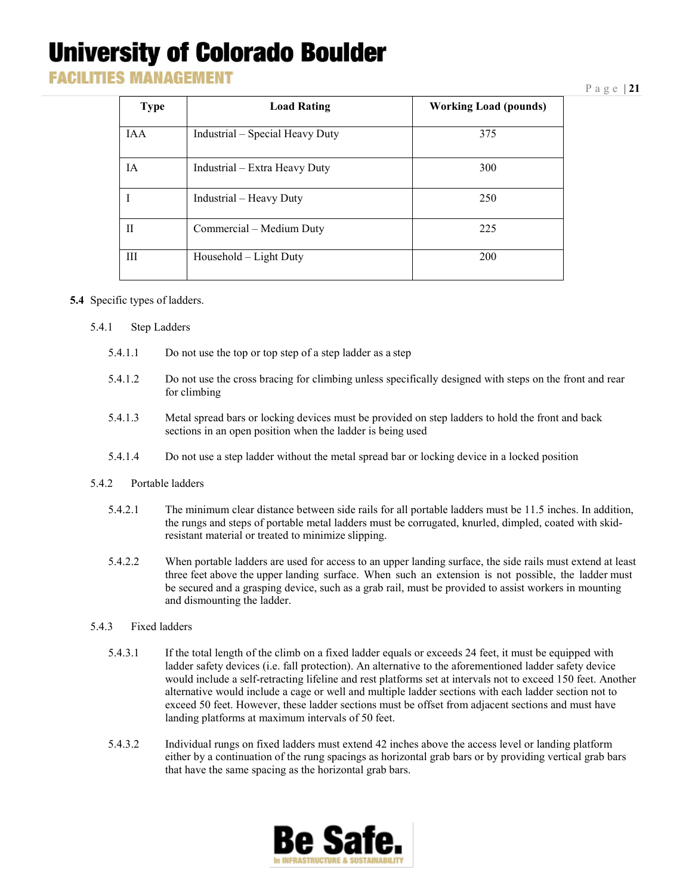| Type | Load Rating | Working Load (pounds) |
| --- | --- | --- |
| IAA | Industrial – Special Heavy Duty | 375 |
| IA | Industrial – Extra Heavy Duty | 300 |
| I | Industrial – Heavy Duty | 250 |
| II | Commercial – Medium Duty | 225 |
| III | Household – Light Duty | 200 |

**5.4** Specific types of ladders.

5.4.1 Step Ladders

5.4.1.1 Do not use the top or top step of a step ladder as a step

5.4.1.2 Do not use the cross bracing for climbing unless specifically designed with steps on the front and rear for climbing

5.4.1.3 Metal spread bars or locking devices must be provided on step ladders to hold the front and back sections in an open position when the ladder is being used

5.4.1.4 Do not use a step ladder without the metal spread bar or locking device in a locked position

5.4.2 Portable ladders

5.4.2.1 The minimum clear distance between side rails for all portable ladders must be 11.5 inches. In addition, the rungs and steps of portable metal ladders must be corrugated, knurled, dimpled, coated with skid-resistant material or treated to minimize slipping.

5.4.2.2 When portable ladders are used for access to an upper landing surface, the side rails must extend at least three feet above the upper landing surface. When such an extension is not possible, the ladder must be secured and a grasping device, such as a grab rail, must be provided to assist workers in mounting and dismounting the ladder.

5.4.3 Fixed ladders

5.4.3.1 If the total length of the climb on a fixed ladder equals or exceeds 24 feet, it must be equipped with ladder safety devices (i.e. fall protection). An alternative to the aforementioned ladder safety device would include a self-retracting lifeline and rest platforms set at intervals not to exceed 150 feet. Another alternative would include a cage or well and multiple ladder sections with each ladder section not to exceed 50 feet. However, these ladder sections must be offset from adjacent sections and must have landing platforms at maximum intervals of 50 feet.

5.4.3.2 Individual rungs on fixed ladders must extend 42 inches above the access level or landing platform either by a continuation of the rung spacings as horizontal grab bars or by providing vertical grab bars that have the same spacing as the horizontal grab bars.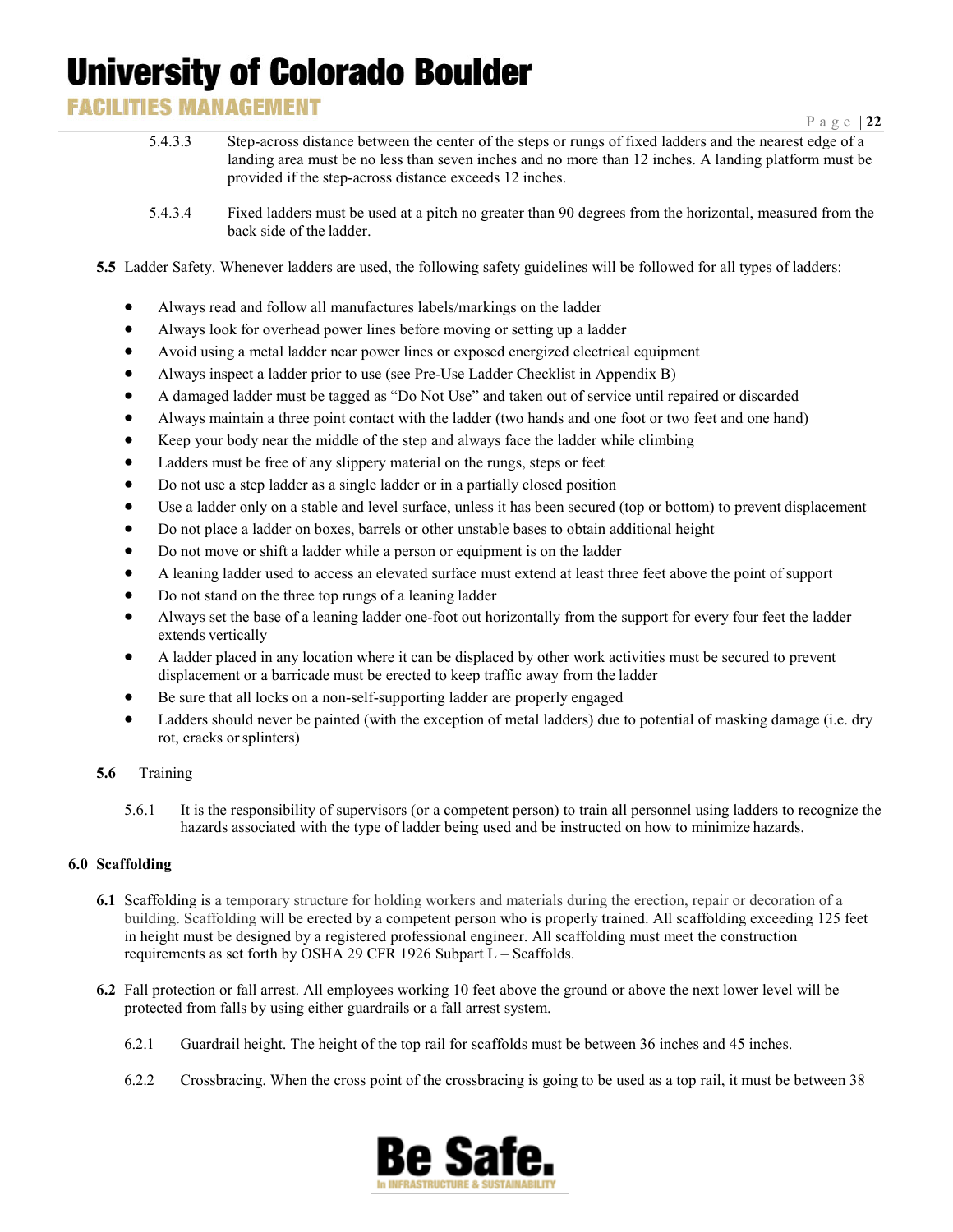5.4.3.3 Step-across distance between the center of the steps or rungs of fixed ladders and the nearest edge of a landing area must be no less than seven inches and no more than 12 inches. A landing platform must be provided if the step-across distance exceeds 12 inches.

5.4.3.4 Fixed ladders must be used at a pitch no greater than 90 degrees from the horizontal, measured from the back side of the ladder.

**5.5** Ladder Safety. Whenever ladders are used, the following safety guidelines will be followed for all types of ladders:

- Always read and follow all manufactures labels/markings on the ladder
- Always look for overhead power lines before moving or setting up a ladder
- Avoid using a metal ladder near power lines or exposed energized electrical equipment
- Always inspect a ladder prior to use (see Pre-Use Ladder Checklist in Appendix B)
- A damaged ladder must be tagged as "Do Not Use" and taken out of service until repaired or discarded
- Always maintain a three point contact with the ladder (two hands and one foot or two feet and one hand)
- Keep your body near the middle of the step and always face the ladder while climbing
- Ladders must be free of any slippery material on the rungs, steps or feet
- Do not use a step ladder as a single ladder or in a partially closed position
- Use a ladder only on a stable and level surface, unless it has been secured (top or bottom) to prevent displacement
- Do not place a ladder on boxes, barrels or other unstable bases to obtain additional height
- Do not move or shift a ladder while a person or equipment is on the ladder
- A leaning ladder used to access an elevated surface must extend at least three feet above the point of support
- Do not stand on the three top rungs of a leaning ladder
- Always set the base of a leaning ladder one-foot out horizontally from the support for every four feet the ladder extends vertically
- A ladder placed in any location where it can be displaced by other work activities must be secured to prevent displacement or a barricade must be erected to keep traffic away from the ladder
- Be sure that all locks on a non-self-supporting ladder are properly engaged
- Ladders should never be painted (with the exception of metal ladders) due to potential of masking damage (i.e. dry rot, cracks or splinters)

**5.6** Training

5.6.1 It is the responsibility of supervisors (or a competent person) to train all personnel using ladders to recognize the hazards associated with the type of ladder being used and be instructed on how to minimize hazards.

## 6.0 Scaffolding

**6.1** Scaffolding is a temporary structure for holding workers and materials during the erection, repair or decoration of a building. Scaffolding will be erected by a competent person who is properly trained. All scaffolding exceeding 125 feet in height must be designed by a registered professional engineer. All scaffolding must meet the construction requirements as set forth by OSHA 29 CFR 1926 Subpart L – Scaffolds.

**6.2** Fall protection or fall arrest. All employees working 10 feet above the ground or above the next lower level will be protected from falls by using either guardrails or a fall arrest system.

6.2.1 Guardrail height. The height of the top rail for scaffolds must be between 36 inches and 45 inches.

6.2.2 Crossbracing. When the cross point of the crossbracing is going to be used as a top rail, it must be between 38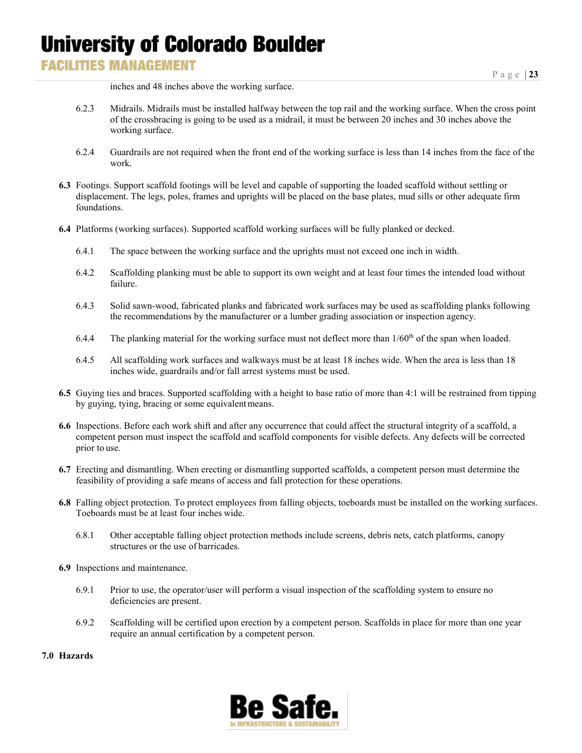inches and 48 inches above the working surface.

6.2.3 Midrails. Midrails must be installed halfway between the top rail and the working surface. When the cross point of the crossbracing is going to be used as a midrail, it must be between 20 inches and 30 inches above the working surface.

6.2.4 Guardrails are not required when the front end of the working surface is less than 14 inches from the face of the work.

**6.3** Footings. Support scaffold footings will be level and capable of supporting the loaded scaffold without settling or displacement. The legs, poles, frames and uprights will be placed on the base plates, mud sills or other adequate firm foundations.

**6.4** Platforms (working surfaces). Supported scaffold working surfaces will be fully planked or decked.

6.4.1 The space between the working surface and the uprights must not exceed one inch in width.

6.4.2 Scaffolding planking must be able to support its own weight and at least four times the intended load without failure.

6.4.3 Solid sawn-wood, fabricated planks and fabricated work surfaces may be used as scaffolding planks following the recommendations by the manufacturer or a lumber grading association or inspection agency.

6.4.4 The planking material for the working surface must not deflect more than 1/60th of the span when loaded.

6.4.5 All scaffolding work surfaces and walkways must be at least 18 inches wide. When the area is less than 18 inches wide, guardrails and/or fall arrest systems must be used.

**6.5** Guying ties and braces. Supported scaffolding with a height to base ratio of more than 4:1 will be restrained from tipping by guying, tying, bracing or some equivalent means.

**6.6** Inspections. Before each work shift and after any occurrence that could affect the structural integrity of a scaffold, a competent person must inspect the scaffold and scaffold components for visible defects. Any defects will be corrected prior to use.

**6.7** Erecting and dismantling. When erecting or dismantling supported scaffolds, a competent person must determine the feasibility of providing a safe means of access and fall protection for these operations.

**6.8** Falling object protection. To protect employees from falling objects, toeboards must be installed on the working surfaces. Toeboards must be at least four inches wide.

6.8.1 Other acceptable falling object protection methods include screens, debris nets, catch platforms, canopy structures or the use of barricades.

**6.9** Inspections and maintenance.

6.9.1 Prior to use, the operator/user will perform a visual inspection of the scaffolding system to ensure no deficiencies are present.

6.9.2 Scaffolding will be certified upon erection by a competent person. Scaffolds in place for more than one year require an annual certification by a competent person.

## 7.0 Hazards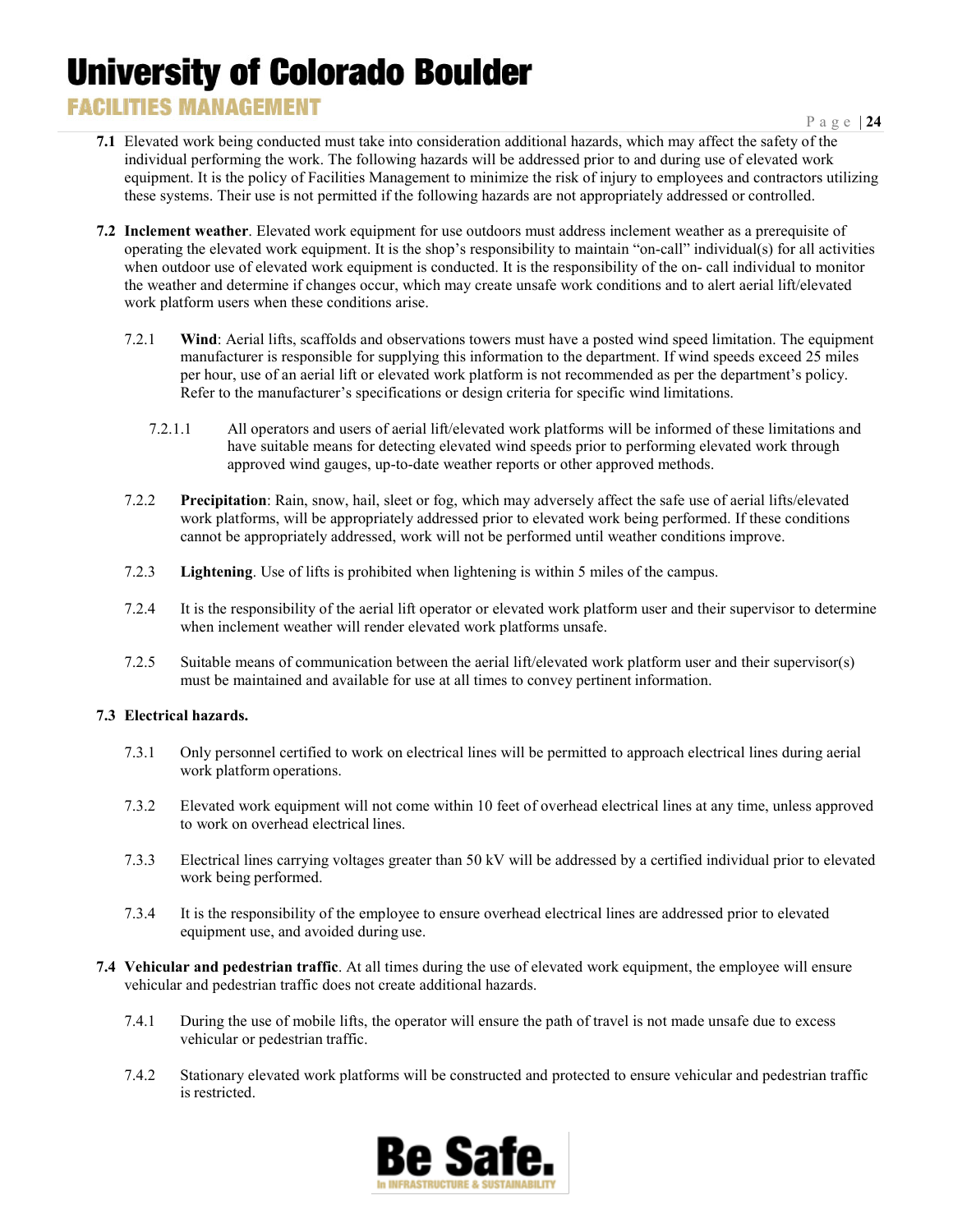**7.1** Elevated work being conducted must take into consideration additional hazards, which may affect the safety of the individual performing the work. The following hazards will be addressed prior to and during use of elevated work equipment. It is the policy of Facilities Management to minimize the risk of injury to employees and contractors utilizing these systems. Their use is not permitted if the following hazards are not appropriately addressed or controlled.

**7.2 Inclement weather**. Elevated work equipment for use outdoors must address inclement weather as a prerequisite of operating the elevated work equipment. It is the shop's responsibility to maintain "on-call" individual(s) for all activities when outdoor use of elevated work equipment is conducted. It is the responsibility of the on- call individual to monitor the weather and determine if changes occur, which may create unsafe work conditions and to alert aerial lift/elevated work platform users when these conditions arise.

7.2.1 **Wind**: Aerial lifts, scaffolds and observations towers must have a posted wind speed limitation. The equipment manufacturer is responsible for supplying this information to the department. If wind speeds exceed 25 miles per hour, use of an aerial lift or elevated work platform is not recommended as per the department's policy. Refer to the manufacturer's specifications or design criteria for specific wind limitations.

7.2.1.1 All operators and users of aerial lift/elevated work platforms will be informed of these limitations and have suitable means for detecting elevated wind speeds prior to performing elevated work through approved wind gauges, up-to-date weather reports or other approved methods.

7.2.2 **Precipitation**: Rain, snow, hail, sleet or fog, which may adversely affect the safe use of aerial lifts/elevated work platforms, will be appropriately addressed prior to elevated work being performed. If these conditions cannot be appropriately addressed, work will not be performed until weather conditions improve.

7.2.3 **Lightening**. Use of lifts is prohibited when lightening is within 5 miles of the campus.

7.2.4 It is the responsibility of the aerial lift operator or elevated work platform user and their supervisor to determine when inclement weather will render elevated work platforms unsafe.

7.2.5 Suitable means of communication between the aerial lift/elevated work platform user and their supervisor(s) must be maintained and available for use at all times to convey pertinent information.

**7.3 Electrical hazards.**

7.3.1 Only personnel certified to work on electrical lines will be permitted to approach electrical lines during aerial work platform operations.

7.3.2 Elevated work equipment will not come within 10 feet of overhead electrical lines at any time, unless approved to work on overhead electrical lines.

7.3.3 Electrical lines carrying voltages greater than 50 kV will be addressed by a certified individual prior to elevated work being performed.

7.3.4 It is the responsibility of the employee to ensure overhead electrical lines are addressed prior to elevated equipment use, and avoided during use.

**7.4 Vehicular and pedestrian traffic**. At all times during the use of elevated work equipment, the employee will ensure vehicular and pedestrian traffic does not create additional hazards.

7.4.1 During the use of mobile lifts, the operator will ensure the path of travel is not made unsafe due to excess vehicular or pedestrian traffic.

7.4.2 Stationary elevated work platforms will be constructed and protected to ensure vehicular and pedestrian traffic is restricted.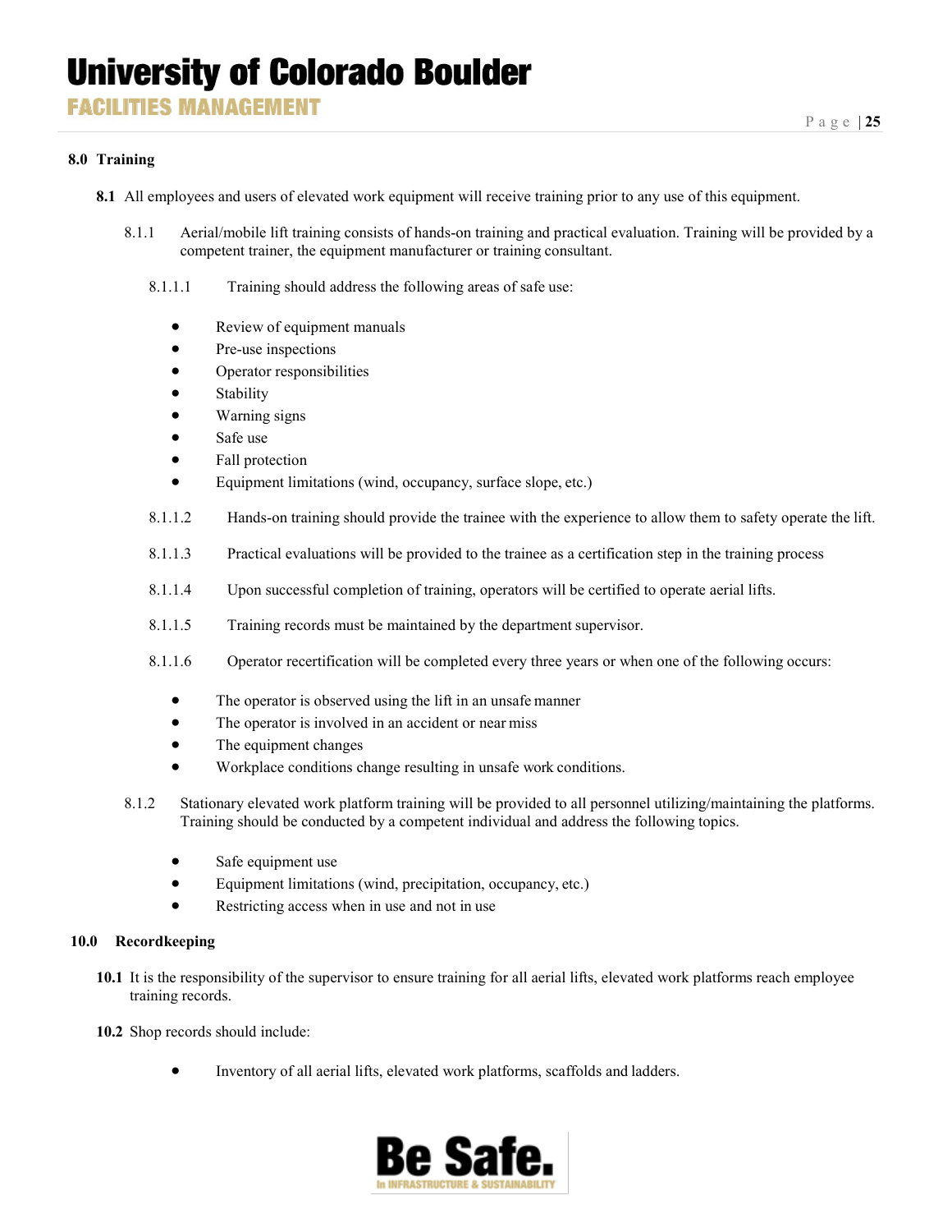## 8.0 Training

**8.1** All employees and users of elevated work equipment will receive training prior to any use of this equipment.

8.1.1 Aerial/mobile lift training consists of hands-on training and practical evaluation. Training will be provided by a competent trainer, the equipment manufacturer or training consultant.

8.1.1.1 Training should address the following areas of safe use:

- Review of equipment manuals
- Pre-use inspections
- Operator responsibilities
- Stability
- Warning signs
- Safe use
- Fall protection
- Equipment limitations (wind, occupancy, surface slope, etc.)

8.1.1.2 Hands-on training should provide the trainee with the experience to allow them to safety operate the lift.

8.1.1.3 Practical evaluations will be provided to the trainee as a certification step in the training process

8.1.1.4 Upon successful completion of training, operators will be certified to operate aerial lifts.

8.1.1.5 Training records must be maintained by the department supervisor.

8.1.1.6 Operator recertification will be completed every three years or when one of the following occurs:

- The operator is observed using the lift in an unsafe manner
- The operator is involved in an accident or near miss
- The equipment changes
- Workplace conditions change resulting in unsafe work conditions.

8.1.2 Stationary elevated work platform training will be provided to all personnel utilizing/maintaining the platforms. Training should be conducted by a competent individual and address the following topics.

- Safe equipment use
- Equipment limitations (wind, precipitation, occupancy, etc.)
- Restricting access when in use and not in use

## 10.0 Recordkeeping

**10.1** It is the responsibility of the supervisor to ensure training for all aerial lifts, elevated work platforms reach employee training records.

**10.2** Shop records should include:

- Inventory of all aerial lifts, elevated work platforms, scaffolds and ladders.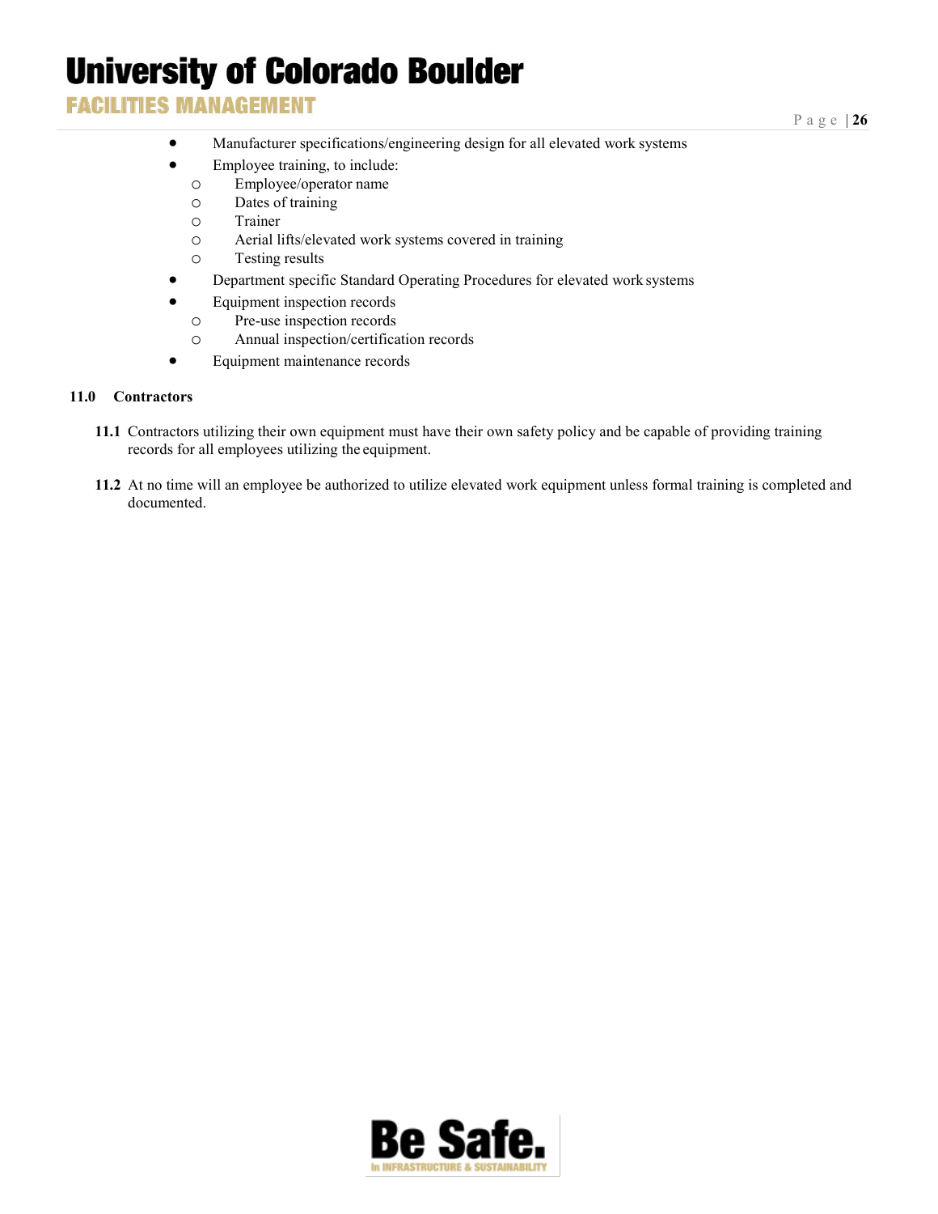- Manufacturer specifications/engineering design for all elevated work systems
- Employee training, to include:
  - Employee/operator name
  - Dates of training
  - Trainer
  - Aerial lifts/elevated work systems covered in training
  - Testing results
- Department specific Standard Operating Procedures for elevated work systems
- Equipment inspection records
  - Pre-use inspection records
  - Annual inspection/certification records
- Equipment maintenance records

## 11.0 Contractors

**11.1** Contractors utilizing their own equipment must have their own safety policy and be capable of providing training records for all employees utilizing the equipment.

**11.2** At no time will an employee be authorized to utilize elevated work equipment unless formal training is completed and documented.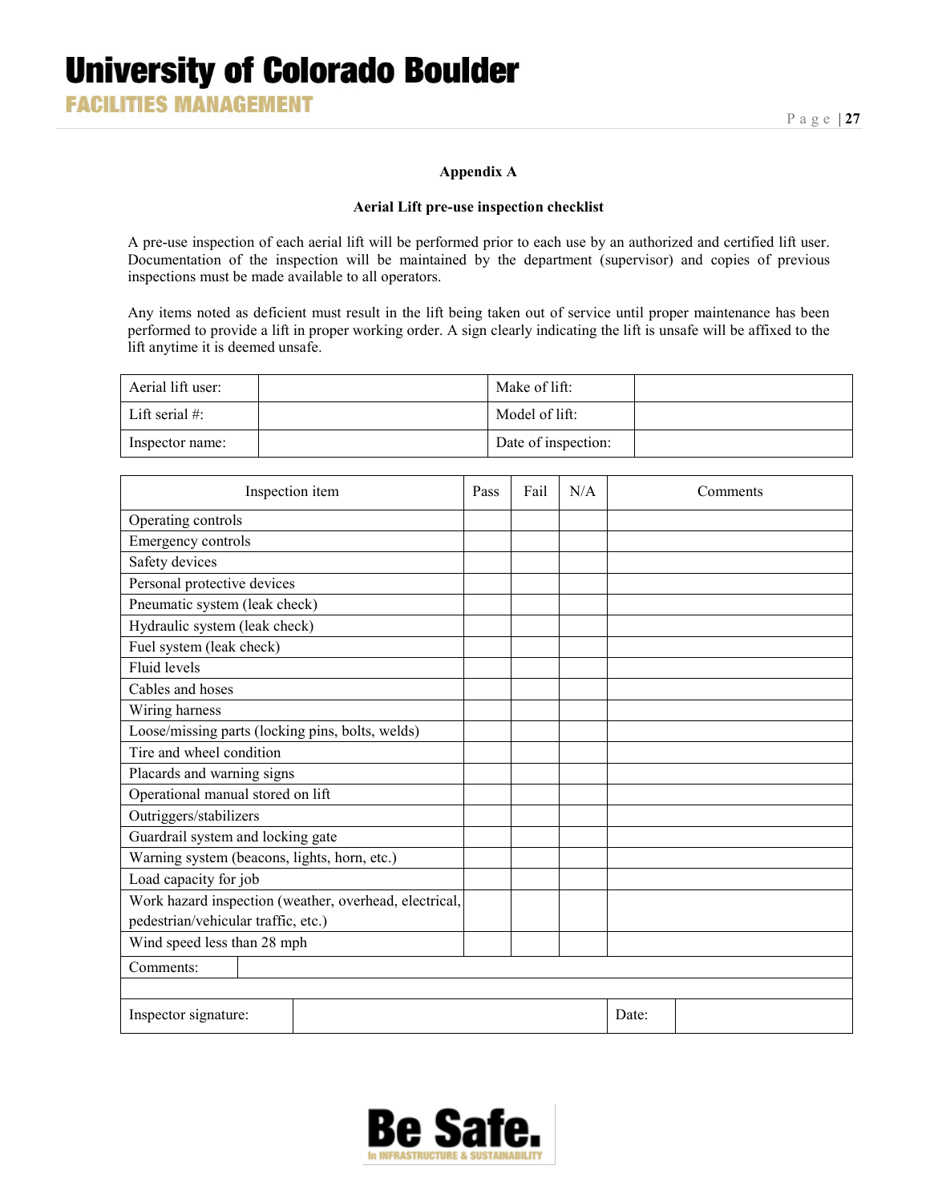## Appendix A

### Aerial Lift pre-use inspection checklist

A pre-use inspection of each aerial lift will be performed prior to each use by an authorized and certified lift user. Documentation of the inspection will be maintained by the department (supervisor) and copies of previous inspections must be made available to all operators.

Any items noted as deficient must result in the lift being taken out of service until proper maintenance has been performed to provide a lift in proper working order. A sign clearly indicating the lift is unsafe will be affixed to the lift anytime it is deemed unsafe.

| Aerial lift user: | | Make of lift: | |
|---|---|---|---|
| Lift serial #: | | Model of lift: | |
| Inspector name: | | Date of inspection: | |

| Inspection item | Pass | Fail | N/A | Comments |
|---|---|---|---|---|
| Operating controls | | | | |
| Emergency controls | | | | |
| Safety devices | | | | |
| Personal protective devices | | | | |
| Pneumatic system (leak check) | | | | |
| Hydraulic system (leak check) | | | | |
| Fuel system (leak check) | | | | |
| Fluid levels | | | | |
| Cables and hoses | | | | |
| Wiring harness | | | | |
| Loose/missing parts (locking pins, bolts, welds) | | | | |
| Tire and wheel condition | | | | |
| Placards and warning signs | | | | |
| Operational manual stored on lift | | | | |
| Outriggers/stabilizers | | | | |
| Guardrail system and locking gate | | | | |
| Warning system (beacons, lights, horn, etc.) | | | | |
| Load capacity for job | | | | |
| Work hazard inspection (weather, overhead, electrical, pedestrian/vehicular traffic, etc.) | | | | |
| Wind speed less than 28 mph | | | | |
| Comments: | | | | |
| | | | | |
| Inspector signature: | | | Date: | |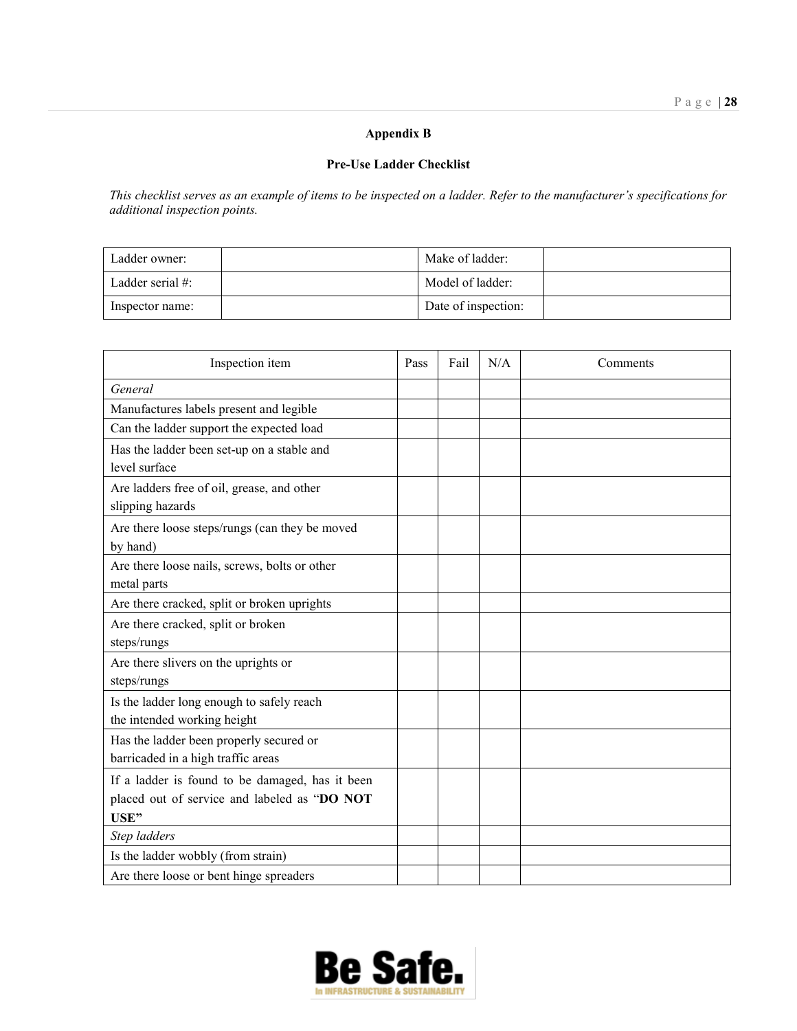**Appendix B**

**Pre-Use Ladder Checklist**

*This checklist serves as an example of items to be inspected on a ladder. Refer to the manufacturer's specifications for additional inspection points.*

| Ladder owner: | | Make of ladder: | |
|---|---|---|---|
| Ladder serial #: | | Model of ladder: | |
| Inspector name: | | Date of inspection: | |

| Inspection item | Pass | Fail | N/A | Comments |
|---|---|---|---|---|
| *General* | | | | |
| Manufactures labels present and legible | | | | |
| Can the ladder support the expected load | | | | |
| Has the ladder been set-up on a stable and level surface | | | | |
| Are ladders free of oil, grease, and other slipping hazards | | | | |
| Are there loose steps/rungs (can they be moved by hand) | | | | |
| Are there loose nails, screws, bolts or other metal parts | | | | |
| Are there cracked, split or broken uprights | | | | |
| Are there cracked, split or broken steps/rungs | | | | |
| Are there slivers on the uprights or steps/rungs | | | | |
| Is the ladder long enough to safely reach the intended working height | | | | |
| Has the ladder been properly secured or barricaded in a high traffic areas | | | | |
| If a ladder is found to be damaged, has it been placed out of service and labeled as "**DO NOT USE"** | | | | |
| *Step ladders* | | | | |
| Is the ladder wobbly (from strain) | | | | |
| Are there loose or bent hinge spreaders | | | | |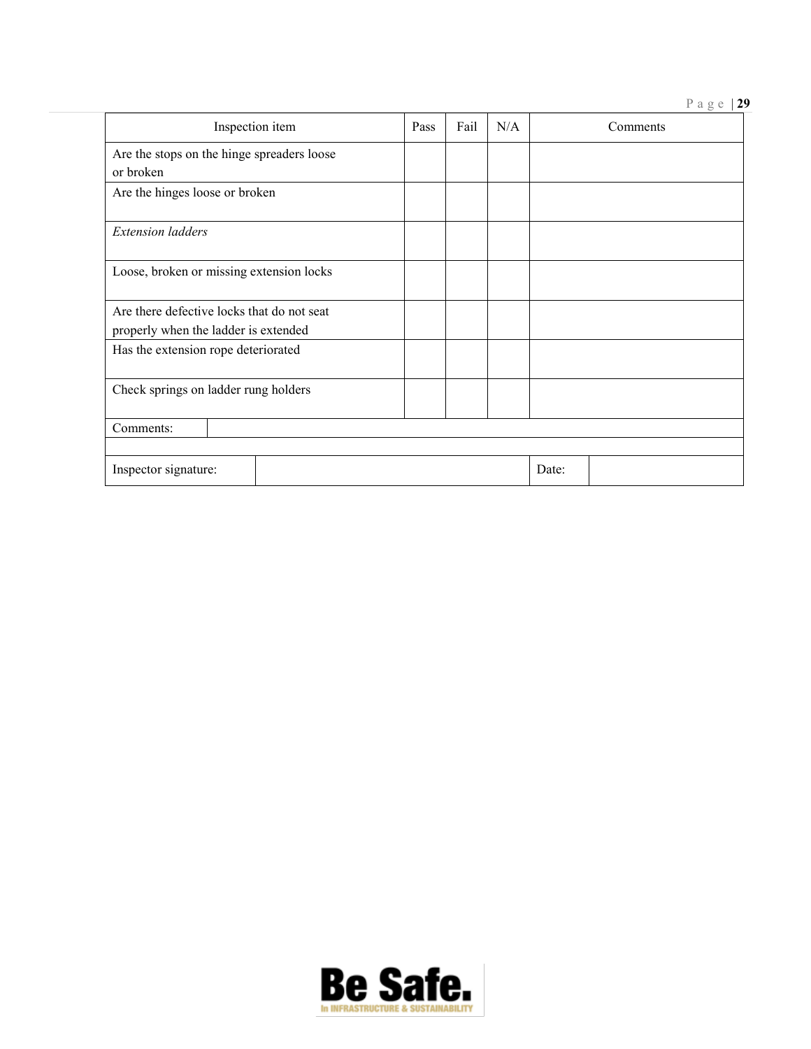| Inspection item | Pass | Fail | N/A | Comments |
|---|---|---|---|---|
| Are the stops on the hinge spreaders loose or broken | | | | |
| Are the hinges loose or broken | | | | |
| *Extension ladders* | | | | |
| Loose, broken or missing extension locks | | | | |
| Are there defective locks that do not seat properly when the ladder is extended | | | | |
| Has the extension rope deteriorated | | | | |
| Check springs on ladder rung holders | | | | |

| Comments: | |
|---|---|
| | |

| Inspector signature: | | Date: | |
|---|---|---|---|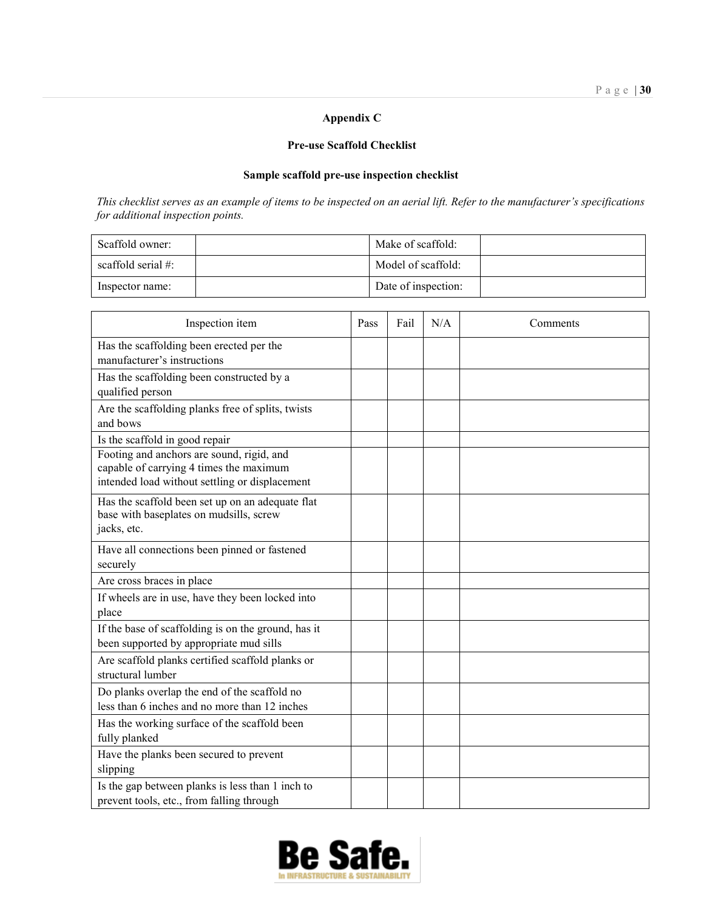## Appendix C

### Pre-use Scaffold Checklist

### Sample scaffold pre-use inspection checklist

*This checklist serves as an example of items to be inspected on an aerial lift. Refer to the manufacturer's specifications for additional inspection points.*

| Scaffold owner: | | Make of scaffold: | |
|---|---|---|---|
| scaffold serial #: | | Model of scaffold: | |
| Inspector name: | | Date of inspection: | |

| Inspection item | Pass | Fail | N/A | Comments |
|---|---|---|---|---|
| Has the scaffolding been erected per the manufacturer's instructions | | | | |
| Has the scaffolding been constructed by a qualified person | | | | |
| Are the scaffolding planks free of splits, twists and bows | | | | |
| Is the scaffold in good repair | | | | |
| Footing and anchors are sound, rigid, and capable of carrying 4 times the maximum intended load without settling or displacement | | | | |
| Has the scaffold been set up on an adequate flat base with baseplates on mudsills, screw jacks, etc. | | | | |
| Have all connections been pinned or fastened securely | | | | |
| Are cross braces in place | | | | |
| If wheels are in use, have they been locked into place | | | | |
| If the base of scaffolding is on the ground, has it been supported by appropriate mud sills | | | | |
| Are scaffold planks certified scaffold planks or structural lumber | | | | |
| Do planks overlap the end of the scaffold no less than 6 inches and no more than 12 inches | | | | |
| Has the working surface of the scaffold been fully planked | | | | |
| Have the planks been secured to prevent slipping | | | | |
| Is the gap between planks is less than 1 inch to prevent tools, etc., from falling through | | | | |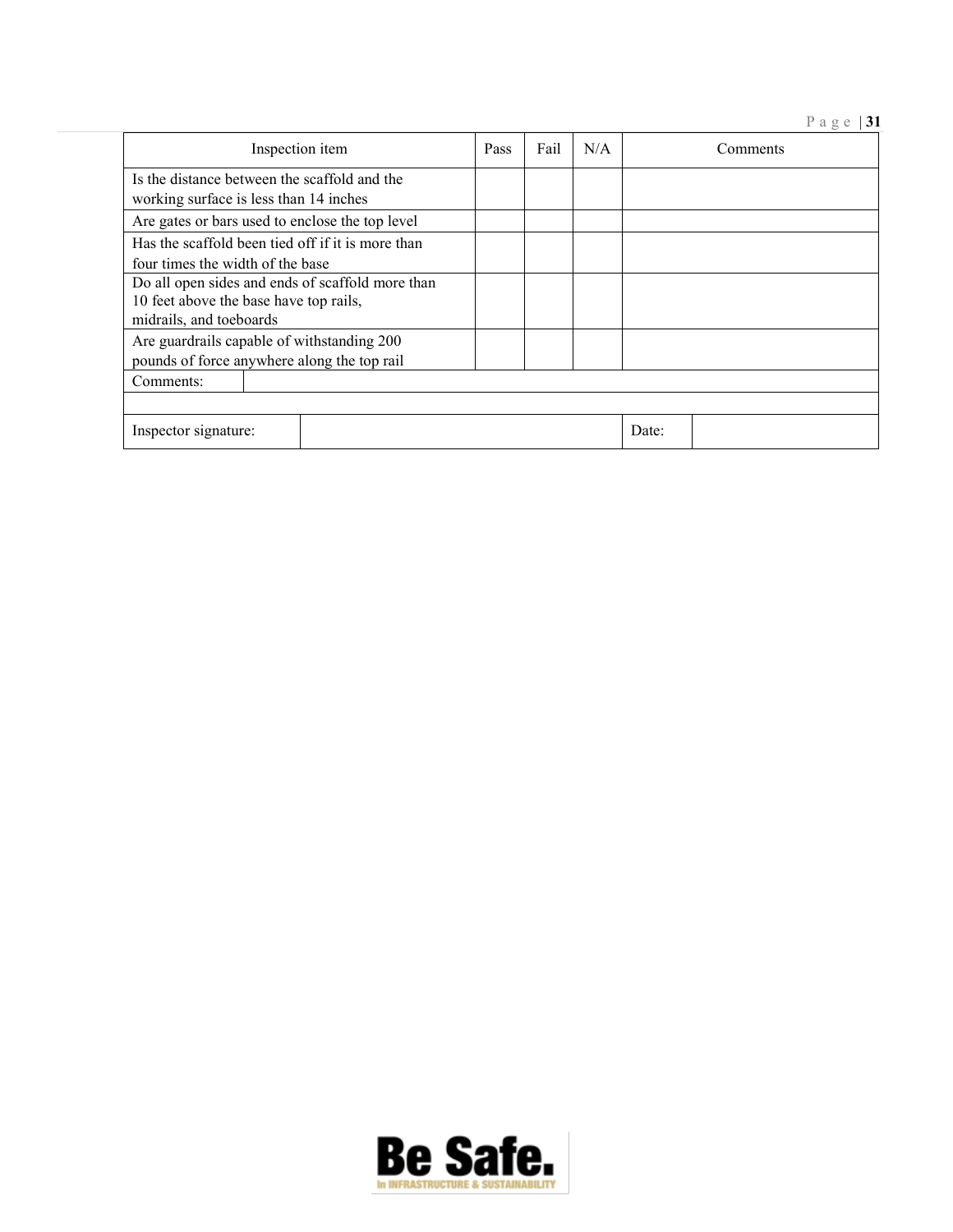| Inspection item | Pass | Fail | N/A | Comments |
|---|---|---|---|---|
| Is the distance between the scaffold and the working surface is less than 14 inches | | | | |
| Are gates or bars used to enclose the top level | | | | |
| Has the scaffold been tied off if it is more than four times the width of the base | | | | |
| Do all open sides and ends of scaffold more than 10 feet above the base have top rails, midrails, and toeboards | | | | |
| Are guardrails capable of withstanding 200 pounds of force anywhere along the top rail | | | | |

| | |
|---|---|
| Comments: | |
| | |

| | | | |
|---|---|---|---|
| Inspector signature: | | Date: | |

**Be Safe.**
In INFRASTRUCTURE & SUSTAINABILITY